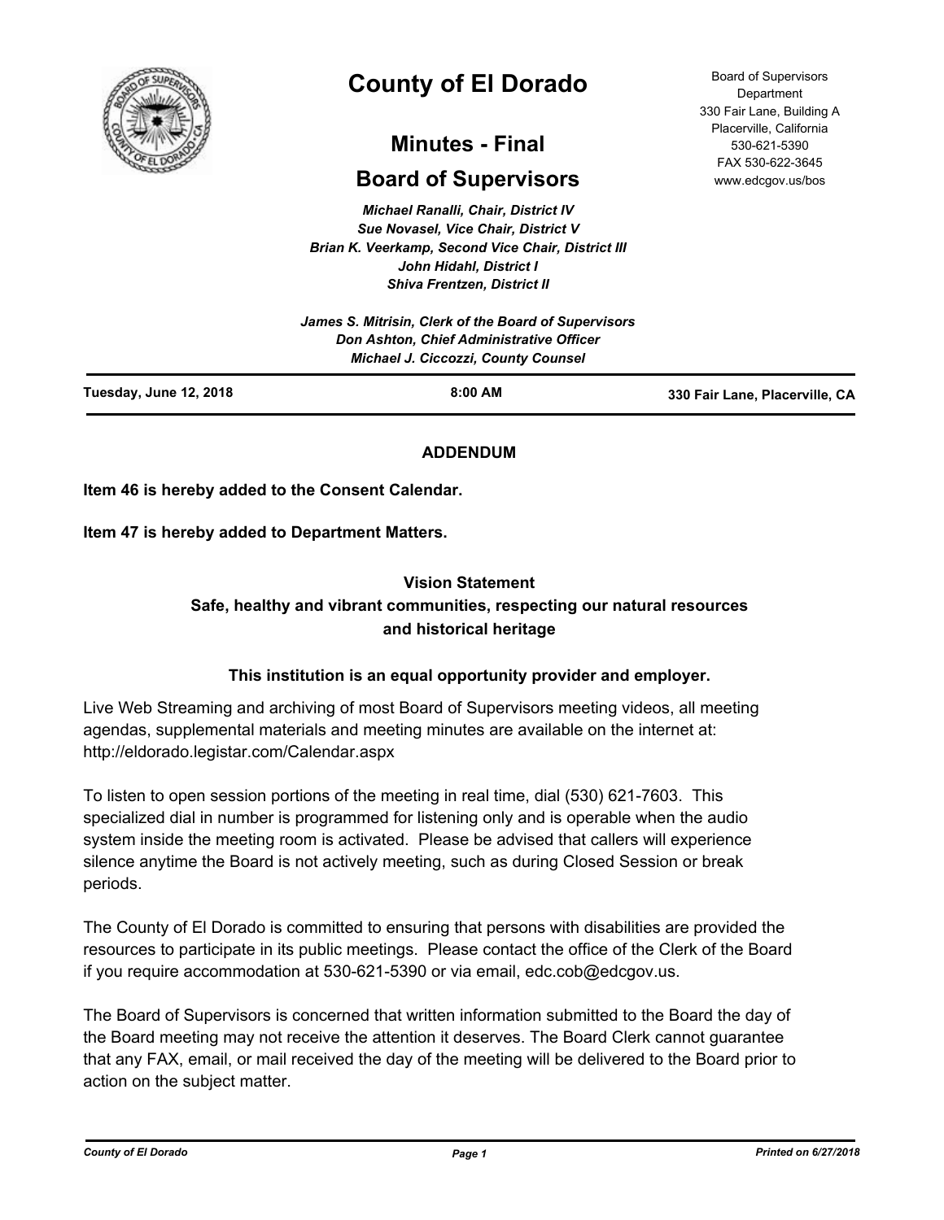# County of El Dorado

## Minutes - Final

## Board of Supervisors

Board of Supervisors Department
330 Fair Lane, Building A
Placerville, California
530-621-5390
FAX 530-622-3645
www.edcgov.us/bos

*Michael Ranalli, Chair, District IV*
*Sue Novasel, Vice Chair, District V*
*Brian K. Veerkamp, Second Vice Chair, District III*
*John Hidahl, District I*
*Shiva Frentzen, District II*

*James S. Mitrisin, Clerk of the Board of Supervisors*
*Don Ashton, Chief Administrative Officer*
*Michael J. Ciccozzi, County Counsel*

**Tuesday, June 12, 2018** | **8:00 AM** | **330 Fair Lane, Placerville, CA**

**ADDENDUM**

**Item 46 is hereby added to the Consent Calendar.**

**Item 47 is hereby added to Department Matters.**

**Vision Statement**
**Safe, healthy and vibrant communities, respecting our natural resources and historical heritage**

**This institution is an equal opportunity provider and employer.**

Live Web Streaming and archiving of most Board of Supervisors meeting videos, all meeting agendas, supplemental materials and meeting minutes are available on the internet at: http://eldorado.legistar.com/Calendar.aspx

To listen to open session portions of the meeting in real time, dial (530) 621-7603. This specialized dial in number is programmed for listening only and is operable when the audio system inside the meeting room is activated. Please be advised that callers will experience silence anytime the Board is not actively meeting, such as during Closed Session or break periods.

The County of El Dorado is committed to ensuring that persons with disabilities are provided the resources to participate in its public meetings. Please contact the office of the Clerk of the Board if you require accommodation at 530-621-5390 or via email, edc.cob@edcgov.us.

The Board of Supervisors is concerned that written information submitted to the Board the day of the Board meeting may not receive the attention it deserves. The Board Clerk cannot guarantee that any FAX, email, or mail received the day of the meeting will be delivered to the Board prior to action on the subject matter.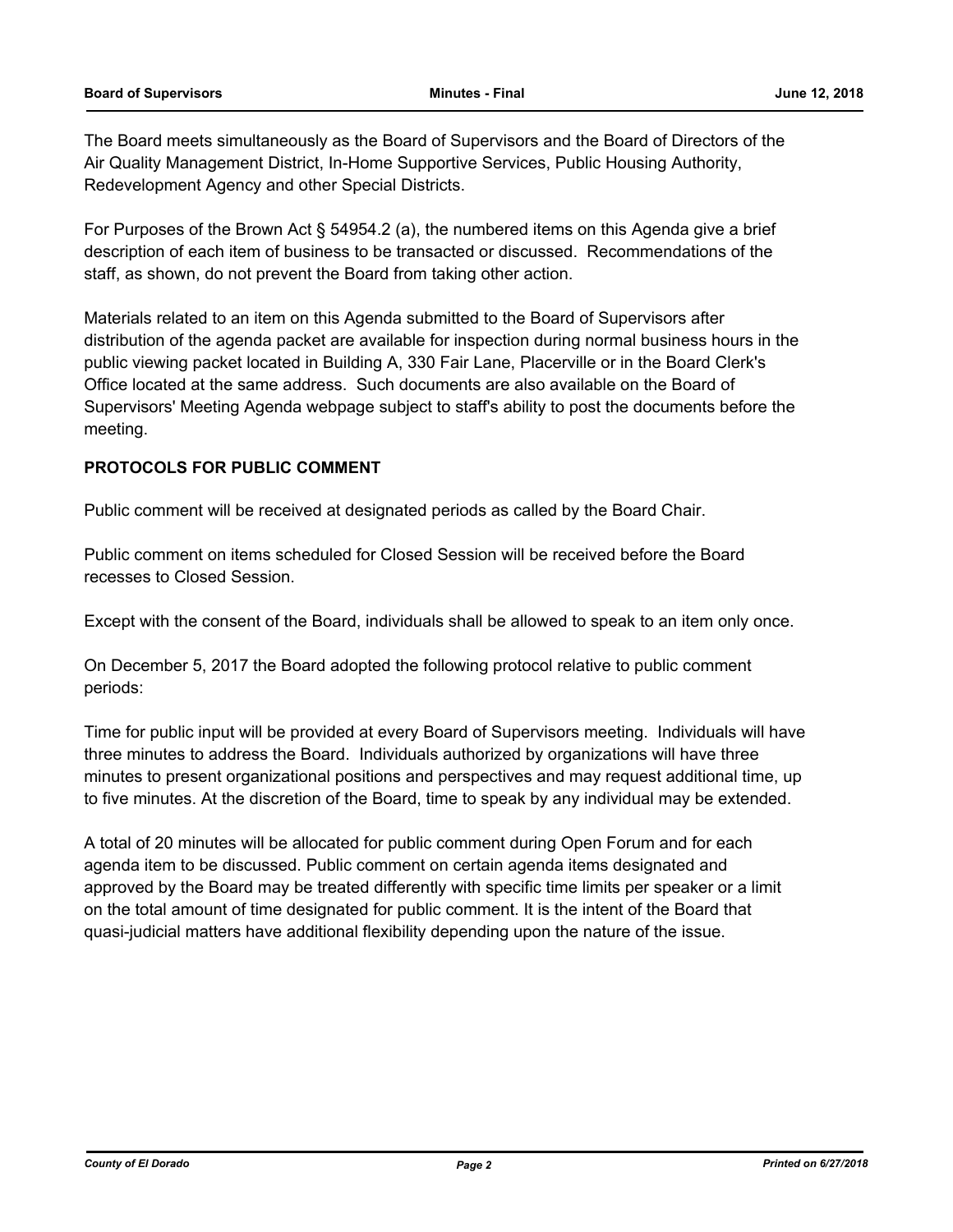The Board meets simultaneously as the Board of Supervisors and the Board of Directors of the Air Quality Management District, In-Home Supportive Services, Public Housing Authority, Redevelopment Agency and other Special Districts.

For Purposes of the Brown Act § 54954.2 (a), the numbered items on this Agenda give a brief description of each item of business to be transacted or discussed. Recommendations of the staff, as shown, do not prevent the Board from taking other action.

Materials related to an item on this Agenda submitted to the Board of Supervisors after distribution of the agenda packet are available for inspection during normal business hours in the public viewing packet located in Building A, 330 Fair Lane, Placerville or in the Board Clerk's Office located at the same address. Such documents are also available on the Board of Supervisors' Meeting Agenda webpage subject to staff's ability to post the documents before the meeting.

**PROTOCOLS FOR PUBLIC COMMENT**

Public comment will be received at designated periods as called by the Board Chair.

Public comment on items scheduled for Closed Session will be received before the Board recesses to Closed Session.

Except with the consent of the Board, individuals shall be allowed to speak to an item only once.

On December 5, 2017 the Board adopted the following protocol relative to public comment periods:

Time for public input will be provided at every Board of Supervisors meeting. Individuals will have three minutes to address the Board. Individuals authorized by organizations will have three minutes to present organizational positions and perspectives and may request additional time, up to five minutes. At the discretion of the Board, time to speak by any individual may be extended.

A total of 20 minutes will be allocated for public comment during Open Forum and for each agenda item to be discussed. Public comment on certain agenda items designated and approved by the Board may be treated differently with specific time limits per speaker or a limit on the total amount of time designated for public comment. It is the intent of the Board that quasi-judicial matters have additional flexibility depending upon the nature of the issue.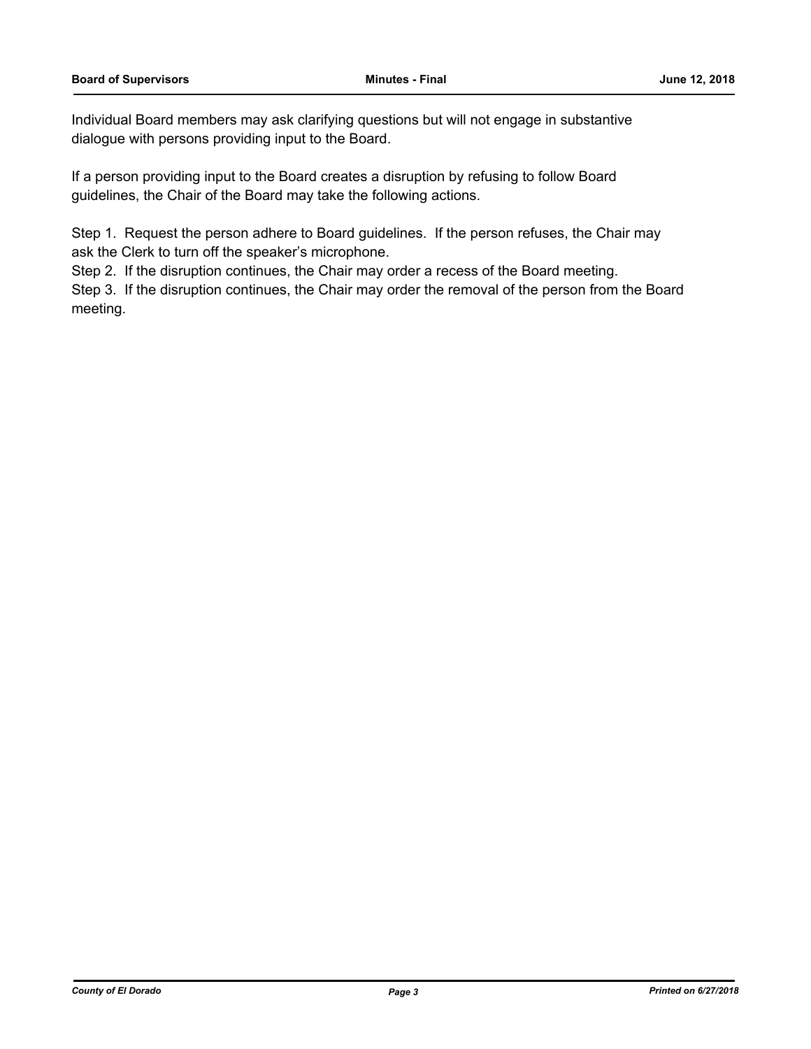Individual Board members may ask clarifying questions but will not engage in substantive dialogue with persons providing input to the Board.

If a person providing input to the Board creates a disruption by refusing to follow Board guidelines, the Chair of the Board may take the following actions.

Step 1. Request the person adhere to Board guidelines. If the person refuses, the Chair may ask the Clerk to turn off the speaker's microphone.
Step 2. If the disruption continues, the Chair may order a recess of the Board meeting.
Step 3. If the disruption continues, the Chair may order the removal of the person from the Board meeting.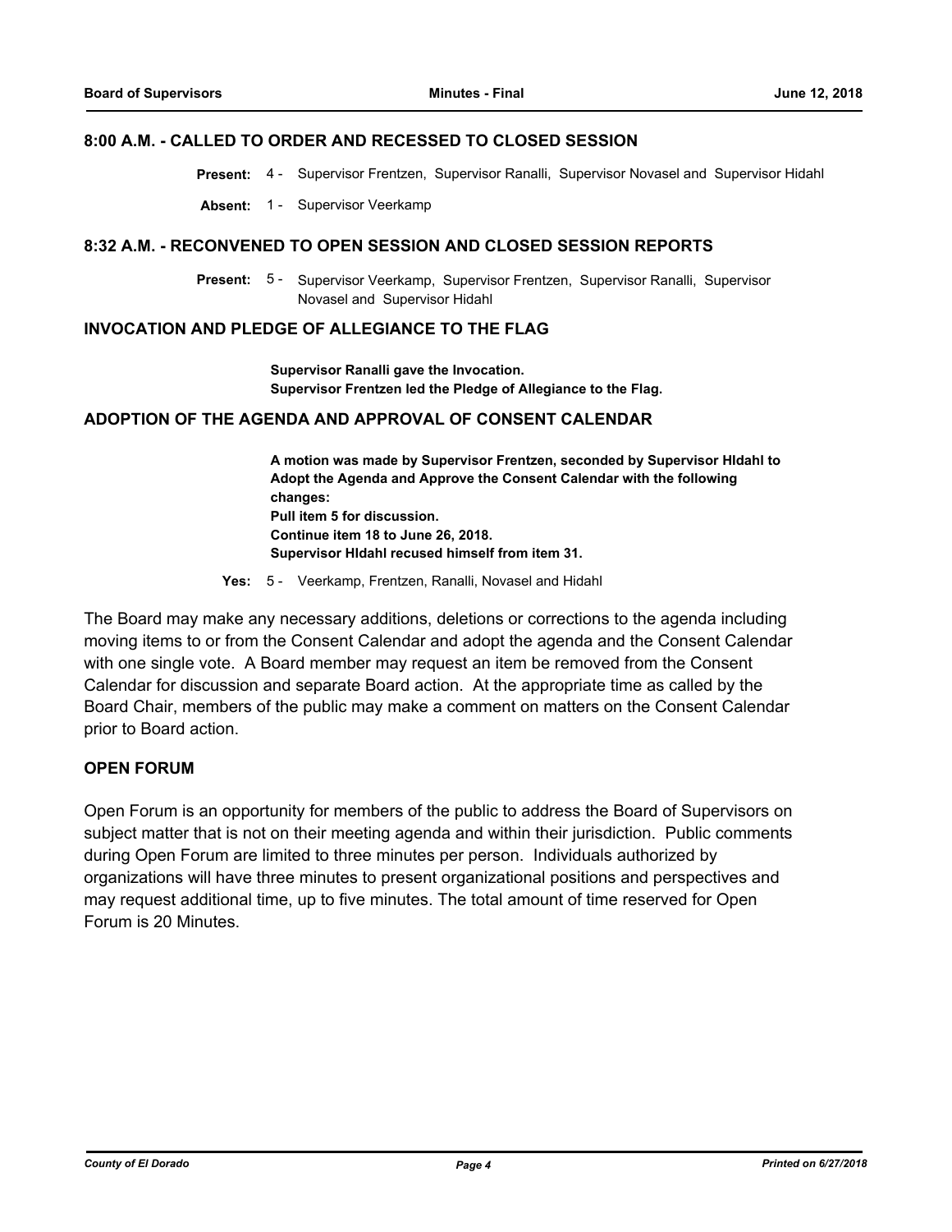## 8:00 A.M. - CALLED TO ORDER AND RECESSED TO CLOSED SESSION

**Present:** 4 - Supervisor Frentzen, Supervisor Ranalli, Supervisor Novasel and Supervisor Hidahl

**Absent:** 1 - Supervisor Veerkamp

## 8:32 A.M. - RECONVENED TO OPEN SESSION AND CLOSED SESSION REPORTS

**Present:** 5 - Supervisor Veerkamp, Supervisor Frentzen, Supervisor Ranalli, Supervisor Novasel and Supervisor Hidahl

## INVOCATION AND PLEDGE OF ALLEGIANCE TO THE FLAG

**Supervisor Ranalli gave the Invocation.**
**Supervisor Frentzen led the Pledge of Allegiance to the Flag.**

## ADOPTION OF THE AGENDA AND APPROVAL OF CONSENT CALENDAR

**A motion was made by Supervisor Frentzen, seconded by Supervisor HIdahl to Adopt the Agenda and Approve the Consent Calendar with the following changes:**
**Pull item 5 for discussion.**
**Continue item 18 to June 26, 2018.**
**Supervisor HIdahl recused himself from item 31.**

**Yes:** 5 - Veerkamp, Frentzen, Ranalli, Novasel and Hidahl

The Board may make any necessary additions, deletions or corrections to the agenda including moving items to or from the Consent Calendar and adopt the agenda and the Consent Calendar with one single vote. A Board member may request an item be removed from the Consent Calendar for discussion and separate Board action. At the appropriate time as called by the Board Chair, members of the public may make a comment on matters on the Consent Calendar prior to Board action.

## OPEN FORUM

Open Forum is an opportunity for members of the public to address the Board of Supervisors on subject matter that is not on their meeting agenda and within their jurisdiction. Public comments during Open Forum are limited to three minutes per person. Individuals authorized by organizations will have three minutes to present organizational positions and perspectives and may request additional time, up to five minutes. The total amount of time reserved for Open Forum is 20 Minutes.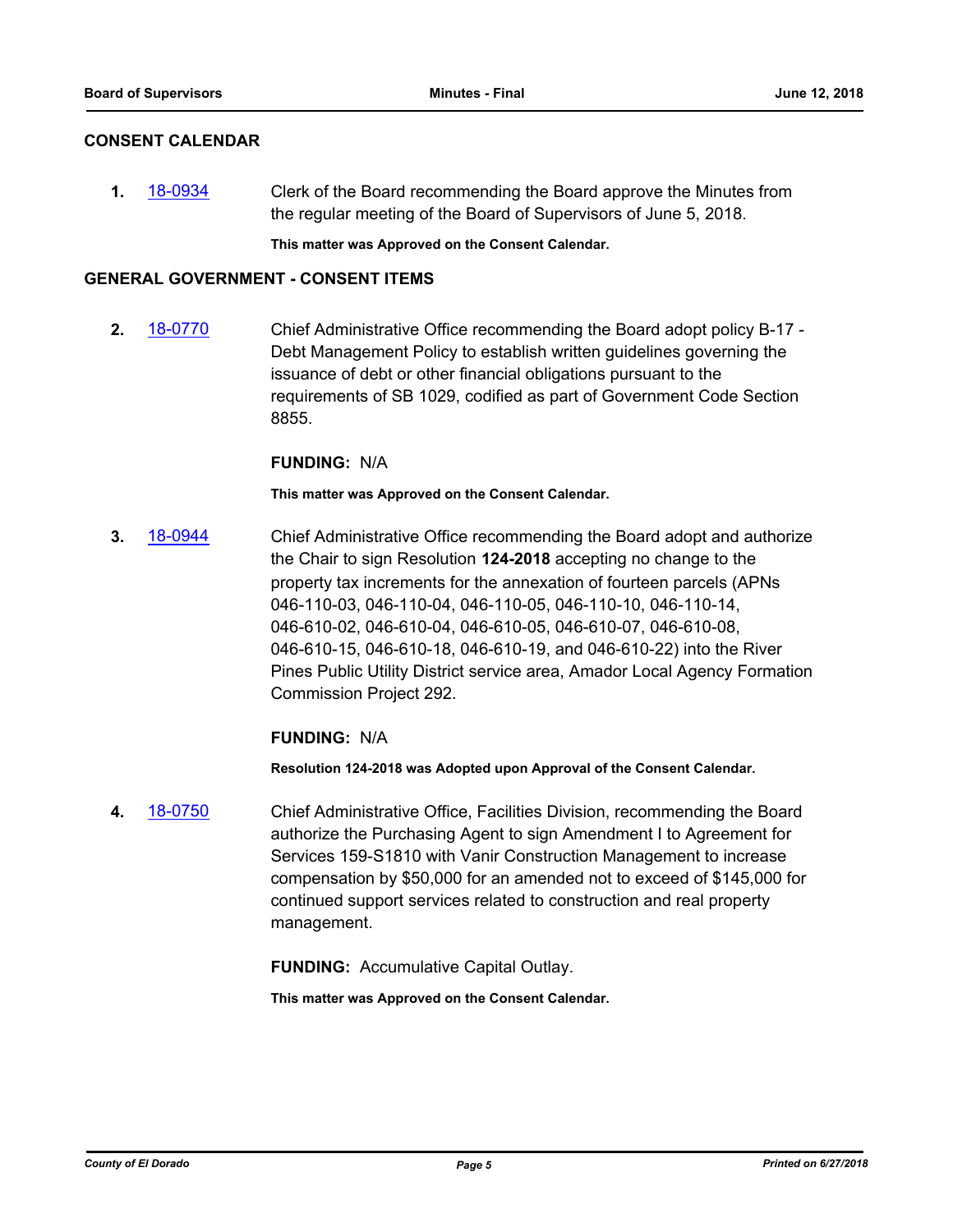## CONSENT CALENDAR

**1.** 18-0934 Clerk of the Board recommending the Board approve the Minutes from the regular meeting of the Board of Supervisors of June 5, 2018.

**This matter was Approved on the Consent Calendar.**

## GENERAL GOVERNMENT - CONSENT ITEMS

**2.** 18-0770 Chief Administrative Office recommending the Board adopt policy B-17 - Debt Management Policy to establish written guidelines governing the issuance of debt or other financial obligations pursuant to the requirements of SB 1029, codified as part of Government Code Section 8855.

**FUNDING:** N/A

**This matter was Approved on the Consent Calendar.**

**3.** 18-0944 Chief Administrative Office recommending the Board adopt and authorize the Chair to sign Resolution **124-2018** accepting no change to the property tax increments for the annexation of fourteen parcels (APNs 046-110-03, 046-110-04, 046-110-05, 046-110-10, 046-110-14, 046-610-02, 046-610-04, 046-610-05, 046-610-07, 046-610-08, 046-610-15, 046-610-18, 046-610-19, and 046-610-22) into the River Pines Public Utility District service area, Amador Local Agency Formation Commission Project 292.

**FUNDING:** N/A

**Resolution 124-2018 was Adopted upon Approval of the Consent Calendar.**

**4.** 18-0750 Chief Administrative Office, Facilities Division, recommending the Board authorize the Purchasing Agent to sign Amendment I to Agreement for Services 159-S1810 with Vanir Construction Management to increase compensation by $50,000 for an amended not to exceed of $145,000 for continued support services related to construction and real property management.

**FUNDING:** Accumulative Capital Outlay.

**This matter was Approved on the Consent Calendar.**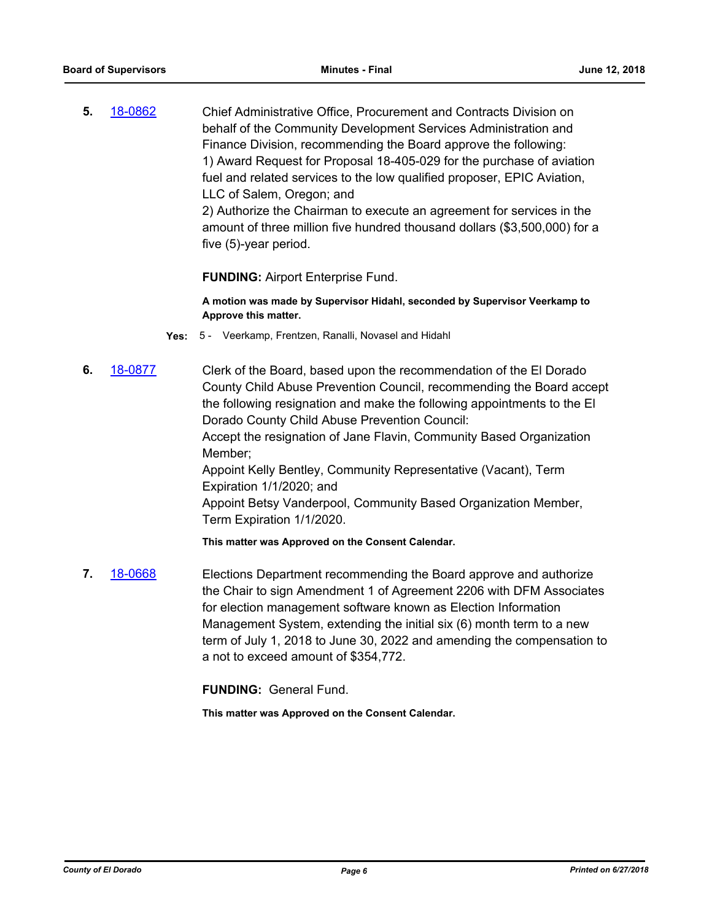**5.** 18-0862 Chief Administrative Office, Procurement and Contracts Division on behalf of the Community Development Services Administration and Finance Division, recommending the Board approve the following:
1) Award Request for Proposal 18-405-029 for the purchase of aviation fuel and related services to the low qualified proposer, EPIC Aviation, LLC of Salem, Oregon; and
2) Authorize the Chairman to execute an agreement for services in the amount of three million five hundred thousand dollars ($3,500,000) for a five (5)-year period.

**FUNDING:** Airport Enterprise Fund.

**A motion was made by Supervisor Hidahl, seconded by Supervisor Veerkamp to Approve this matter.**

**Yes:** 5 - Veerkamp, Frentzen, Ranalli, Novasel and Hidahl

**6.** 18-0877 Clerk of the Board, based upon the recommendation of the El Dorado County Child Abuse Prevention Council, recommending the Board accept the following resignation and make the following appointments to the El Dorado County Child Abuse Prevention Council:
Accept the resignation of Jane Flavin, Community Based Organization Member;
Appoint Kelly Bentley, Community Representative (Vacant), Term Expiration 1/1/2020; and
Appoint Betsy Vanderpool, Community Based Organization Member, Term Expiration 1/1/2020.

**This matter was Approved on the Consent Calendar.**

**7.** 18-0668 Elections Department recommending the Board approve and authorize the Chair to sign Amendment 1 of Agreement 2206 with DFM Associates for election management software known as Election Information Management System, extending the initial six (6) month term to a new term of July 1, 2018 to June 30, 2022 and amending the compensation to a not to exceed amount of $354,772.

**FUNDING:** General Fund.

**This matter was Approved on the Consent Calendar.**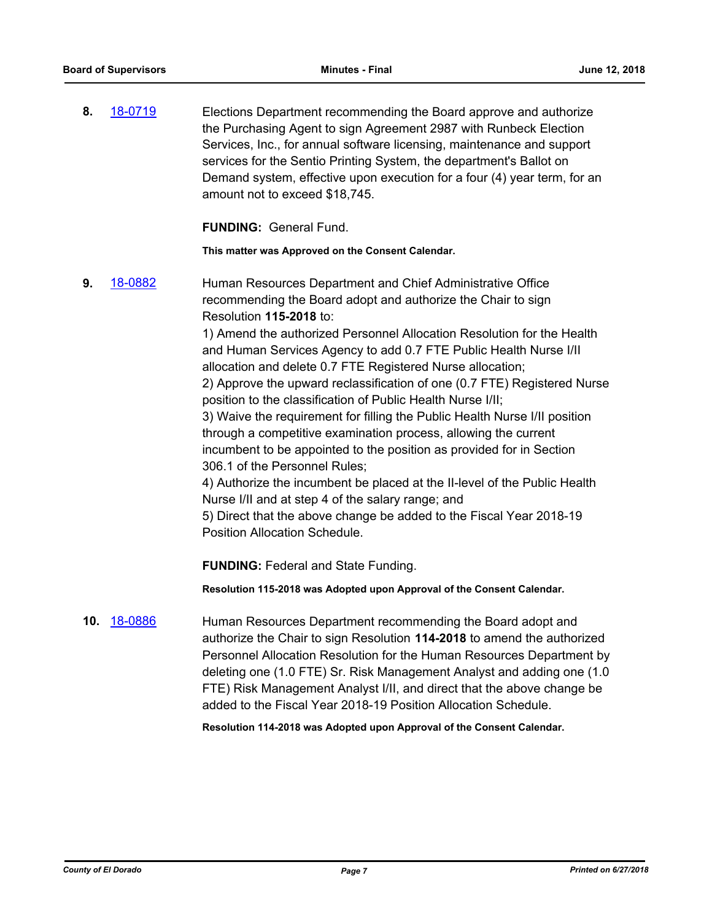**8.** 18-0719

Elections Department recommending the Board approve and authorize the Purchasing Agent to sign Agreement 2987 with Runbeck Election Services, Inc., for annual software licensing, maintenance and support services for the Sentio Printing System, the department's Ballot on Demand system, effective upon execution for a four (4) year term, for an amount not to exceed $18,745.

**FUNDING:** General Fund.

**This matter was Approved on the Consent Calendar.**

**9.** 18-0882

Human Resources Department and Chief Administrative Office recommending the Board adopt and authorize the Chair to sign Resolution **115-2018** to:

1) Amend the authorized Personnel Allocation Resolution for the Health and Human Services Agency to add 0.7 FTE Public Health Nurse I/II allocation and delete 0.7 FTE Registered Nurse allocation;
2) Approve the upward reclassification of one (0.7 FTE) Registered Nurse position to the classification of Public Health Nurse I/II;
3) Waive the requirement for filling the Public Health Nurse I/II position through a competitive examination process, allowing the current incumbent to be appointed to the position as provided for in Section 306.1 of the Personnel Rules;
4) Authorize the incumbent be placed at the II-level of the Public Health Nurse I/II and at step 4 of the salary range; and
5) Direct that the above change be added to the Fiscal Year 2018-19 Position Allocation Schedule.

**FUNDING:** Federal and State Funding.

**Resolution 115-2018 was Adopted upon Approval of the Consent Calendar.**

**10.** 18-0886

Human Resources Department recommending the Board adopt and authorize the Chair to sign Resolution **114-2018** to amend the authorized Personnel Allocation Resolution for the Human Resources Department by deleting one (1.0 FTE) Sr. Risk Management Analyst and adding one (1.0 FTE) Risk Management Analyst I/II, and direct that the above change be added to the Fiscal Year 2018-19 Position Allocation Schedule.

**Resolution 114-2018 was Adopted upon Approval of the Consent Calendar.**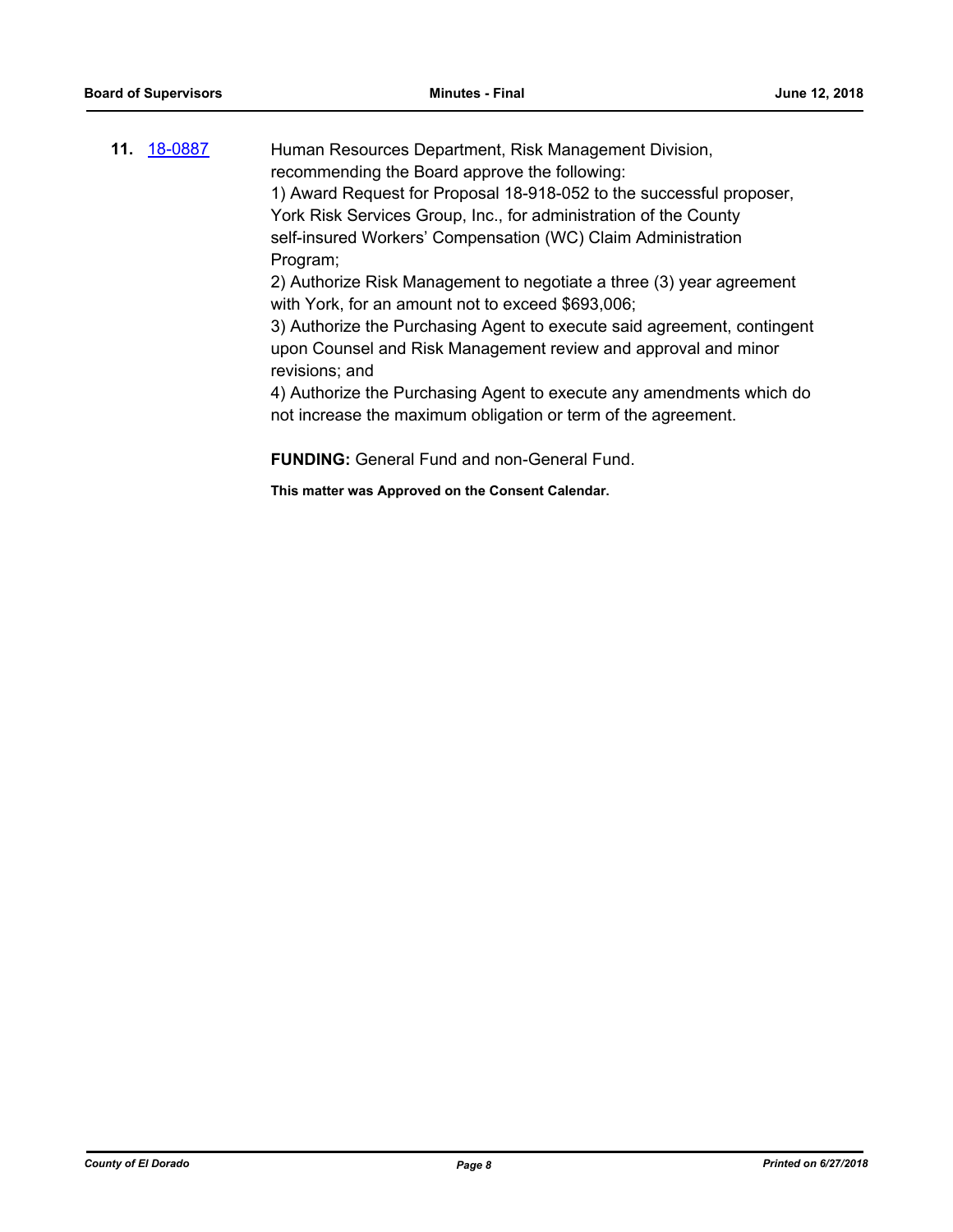**11.** [18-0887](18-0887)

Human Resources Department, Risk Management Division, recommending the Board approve the following:

1) Award Request for Proposal 18-918-052 to the successful proposer, York Risk Services Group, Inc., for administration of the County self-insured Workers' Compensation (WC) Claim Administration Program;

2) Authorize Risk Management to negotiate a three (3) year agreement with York, for an amount not to exceed $693,006;

3) Authorize the Purchasing Agent to execute said agreement, contingent upon Counsel and Risk Management review and approval and minor revisions; and

4) Authorize the Purchasing Agent to execute any amendments which do not increase the maximum obligation or term of the agreement.

**FUNDING:** General Fund and non-General Fund.

**This matter was Approved on the Consent Calendar.**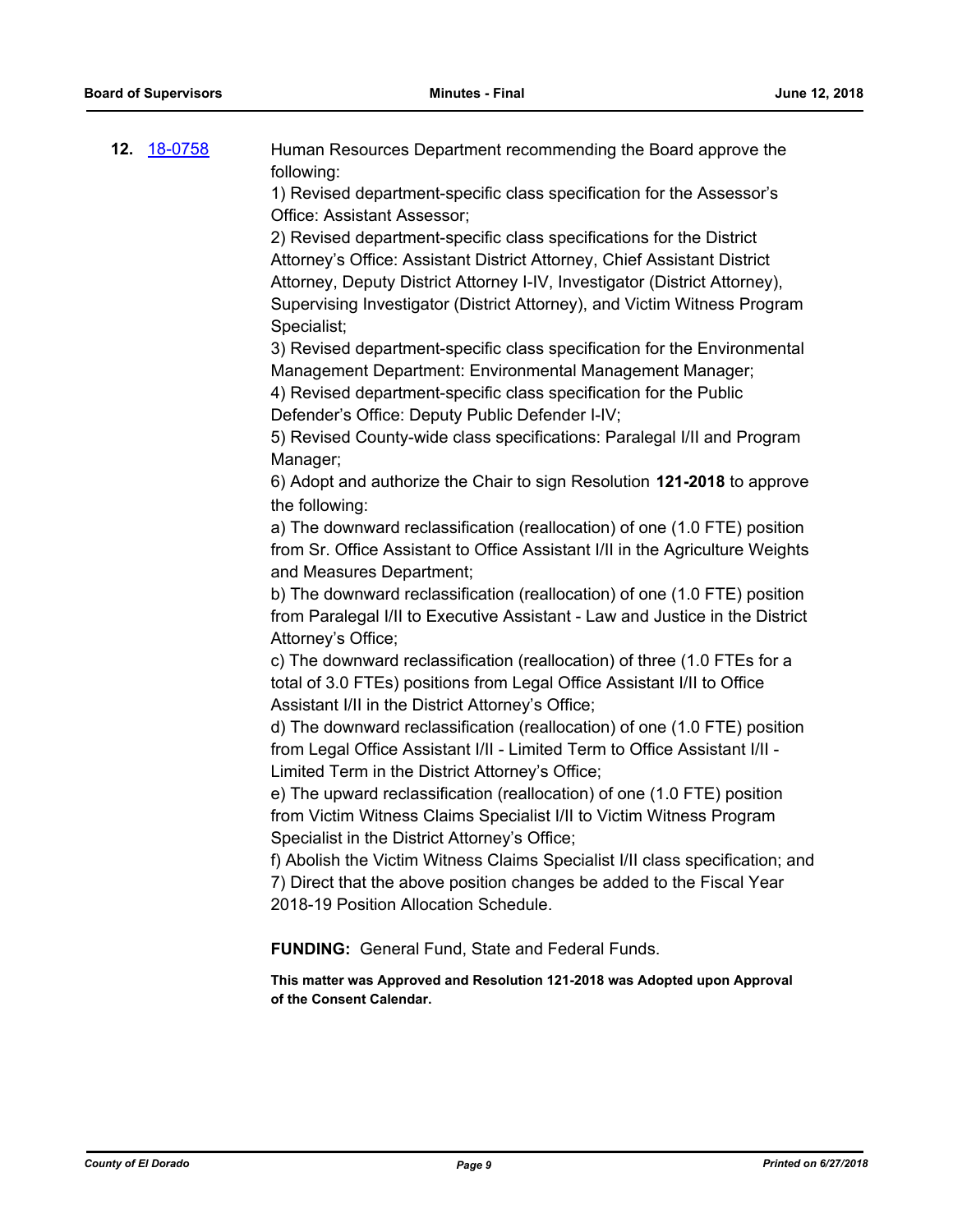**12.** 18-0758

Human Resources Department recommending the Board approve the following:

1) Revised department-specific class specification for the Assessor's Office: Assistant Assessor;

2) Revised department-specific class specifications for the District Attorney's Office: Assistant District Attorney, Chief Assistant District Attorney, Deputy District Attorney I-IV, Investigator (District Attorney), Supervising Investigator (District Attorney), and Victim Witness Program Specialist;

3) Revised department-specific class specification for the Environmental Management Department: Environmental Management Manager;

4) Revised department-specific class specification for the Public Defender's Office: Deputy Public Defender I-IV;

5) Revised County-wide class specifications: Paralegal I/II and Program Manager;

6) Adopt and authorize the Chair to sign Resolution **121-2018** to approve the following:

a) The downward reclassification (reallocation) of one (1.0 FTE) position from Sr. Office Assistant to Office Assistant I/II in the Agriculture Weights and Measures Department;

b) The downward reclassification (reallocation) of one (1.0 FTE) position from Paralegal I/II to Executive Assistant - Law and Justice in the District Attorney's Office;

c) The downward reclassification (reallocation) of three (1.0 FTEs for a total of 3.0 FTEs) positions from Legal Office Assistant I/II to Office Assistant I/II in the District Attorney's Office;

d) The downward reclassification (reallocation) of one (1.0 FTE) position from Legal Office Assistant I/II - Limited Term to Office Assistant I/II - Limited Term in the District Attorney's Office;

e) The upward reclassification (reallocation) of one (1.0 FTE) position from Victim Witness Claims Specialist I/II to Victim Witness Program Specialist in the District Attorney's Office;

f) Abolish the Victim Witness Claims Specialist I/II class specification; and

7) Direct that the above position changes be added to the Fiscal Year 2018-19 Position Allocation Schedule.

**FUNDING:** General Fund, State and Federal Funds.

**This matter was Approved and Resolution 121-2018 was Adopted upon Approval of the Consent Calendar.**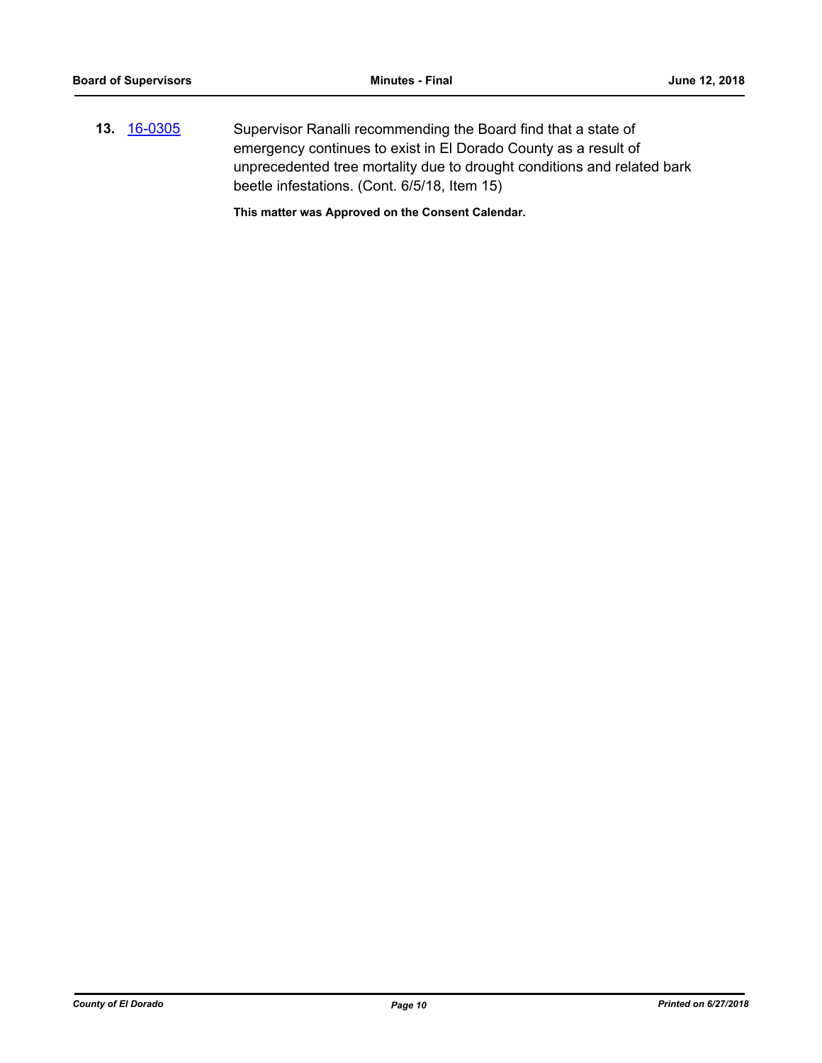**13.** 16-0305 Supervisor Ranalli recommending the Board find that a state of emergency continues to exist in El Dorado County as a result of unprecedented tree mortality due to drought conditions and related bark beetle infestations. (Cont. 6/5/18, Item 15)

**This matter was Approved on the Consent Calendar.**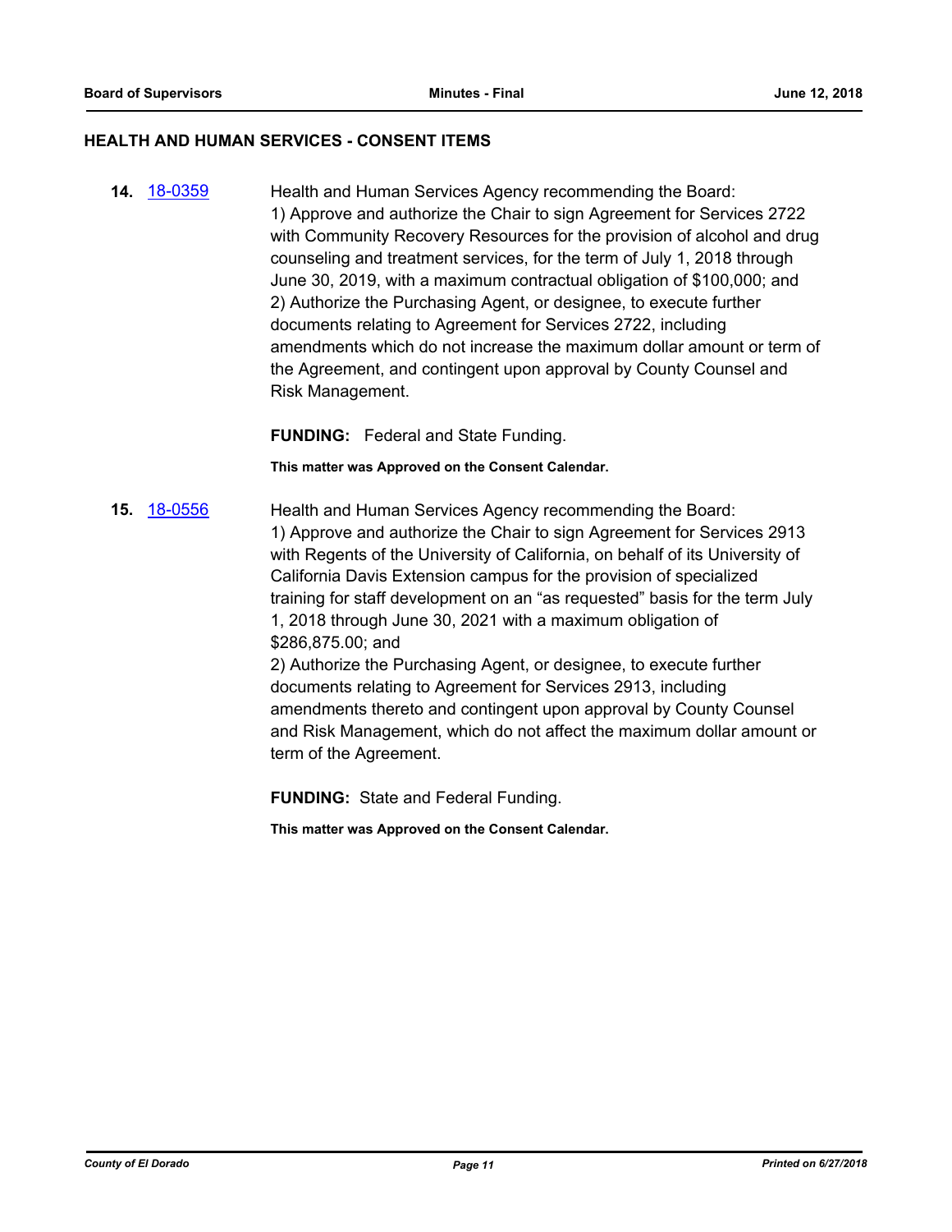## HEALTH AND HUMAN SERVICES - CONSENT ITEMS

**14.** [18-0359](18-0359) Health and Human Services Agency recommending the Board:
1) Approve and authorize the Chair to sign Agreement for Services 2722 with Community Recovery Resources for the provision of alcohol and drug counseling and treatment services, for the term of July 1, 2018 through June 30, 2019, with a maximum contractual obligation of $100,000; and
2) Authorize the Purchasing Agent, or designee, to execute further documents relating to Agreement for Services 2722, including amendments which do not increase the maximum dollar amount or term of the Agreement, and contingent upon approval by County Counsel and Risk Management.

**FUNDING:** Federal and State Funding.

**This matter was Approved on the Consent Calendar.**

**15.** [18-0556](18-0556) Health and Human Services Agency recommending the Board:
1) Approve and authorize the Chair to sign Agreement for Services 2913 with Regents of the University of California, on behalf of its University of California Davis Extension campus for the provision of specialized training for staff development on an "as requested" basis for the term July 1, 2018 through June 30, 2021 with a maximum obligation of $286,875.00; and
2) Authorize the Purchasing Agent, or designee, to execute further documents relating to Agreement for Services 2913, including amendments thereto and contingent upon approval by County Counsel and Risk Management, which do not affect the maximum dollar amount or term of the Agreement.

**FUNDING:** State and Federal Funding.

**This matter was Approved on the Consent Calendar.**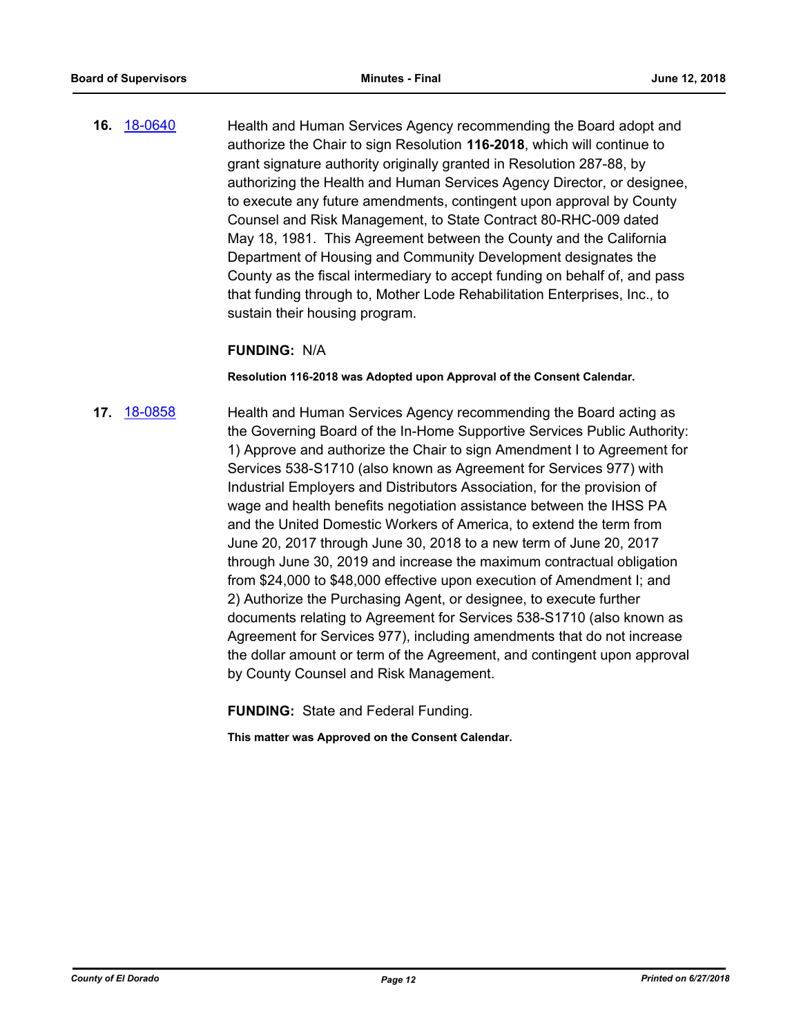**16.** 18-0640 Health and Human Services Agency recommending the Board adopt and authorize the Chair to sign Resolution **116-2018**, which will continue to grant signature authority originally granted in Resolution 287-88, by authorizing the Health and Human Services Agency Director, or designee, to execute any future amendments, contingent upon approval by County Counsel and Risk Management, to State Contract 80-RHC-009 dated May 18, 1981. This Agreement between the County and the California Department of Housing and Community Development designates the County as the fiscal intermediary to accept funding on behalf of, and pass that funding through to, Mother Lode Rehabilitation Enterprises, Inc., to sustain their housing program.

**FUNDING:** N/A

**Resolution 116-2018 was Adopted upon Approval of the Consent Calendar.**

**17.** 18-0858 Health and Human Services Agency recommending the Board acting as the Governing Board of the In-Home Supportive Services Public Authority: 1) Approve and authorize the Chair to sign Amendment I to Agreement for Services 538-S1710 (also known as Agreement for Services 977) with Industrial Employers and Distributors Association, for the provision of wage and health benefits negotiation assistance between the IHSS PA and the United Domestic Workers of America, to extend the term from June 20, 2017 through June 30, 2018 to a new term of June 20, 2017 through June 30, 2019 and increase the maximum contractual obligation from $24,000 to $48,000 effective upon execution of Amendment I; and 2) Authorize the Purchasing Agent, or designee, to execute further documents relating to Agreement for Services 538-S1710 (also known as Agreement for Services 977), including amendments that do not increase the dollar amount or term of the Agreement, and contingent upon approval by County Counsel and Risk Management.

**FUNDING:** State and Federal Funding.

**This matter was Approved on the Consent Calendar.**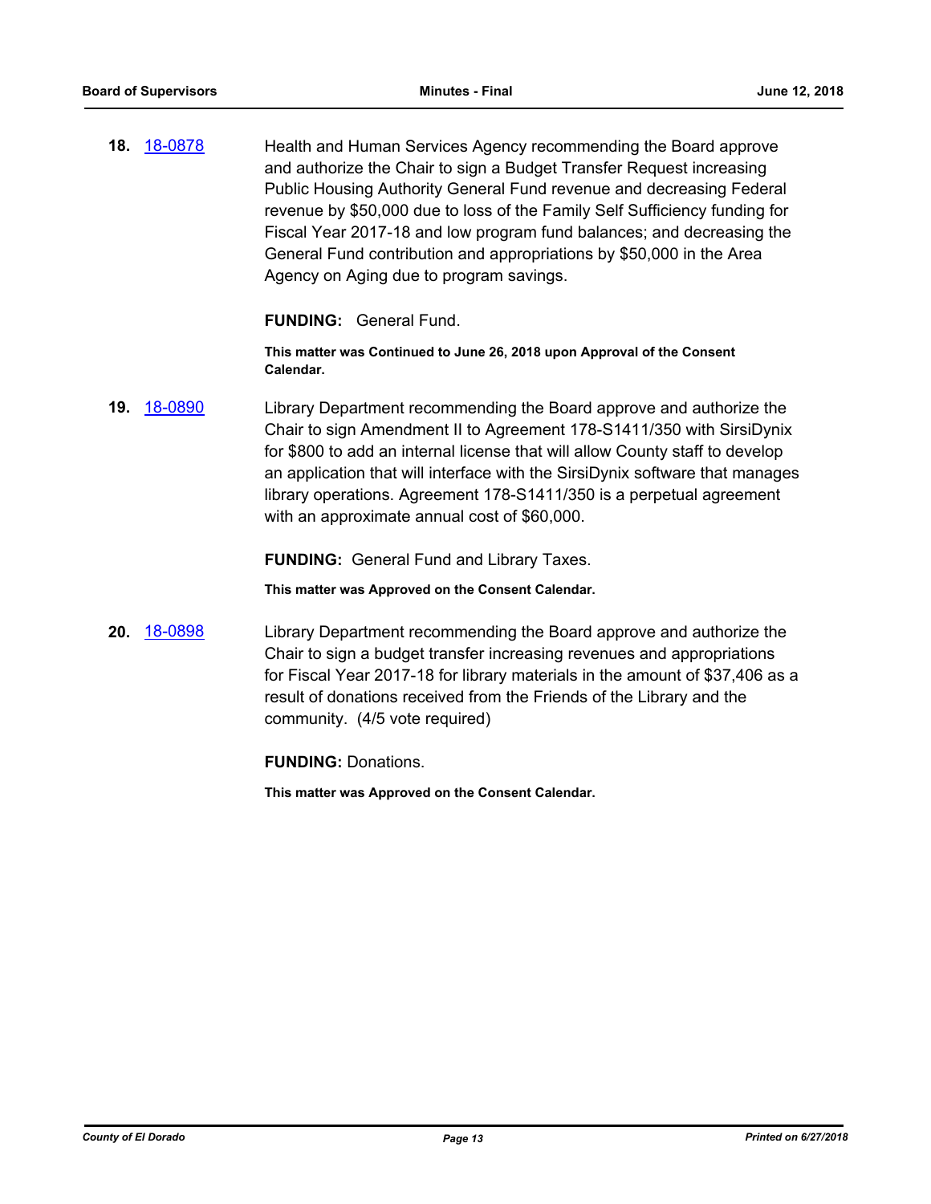**18.** [18-0878](#)

Health and Human Services Agency recommending the Board approve and authorize the Chair to sign a Budget Transfer Request increasing Public Housing Authority General Fund revenue and decreasing Federal revenue by $50,000 due to loss of the Family Self Sufficiency funding for Fiscal Year 2017-18 and low program fund balances; and decreasing the General Fund contribution and appropriations by $50,000 in the Area Agency on Aging due to program savings.

**FUNDING:** General Fund.

**This matter was Continued to June 26, 2018 upon Approval of the Consent Calendar.**

**19.** [18-0890](#)

Library Department recommending the Board approve and authorize the Chair to sign Amendment II to Agreement 178-S1411/350 with SirsiDynix for $800 to add an internal license that will allow County staff to develop an application that will interface with the SirsiDynix software that manages library operations. Agreement 178-S1411/350 is a perpetual agreement with an approximate annual cost of $60,000.

**FUNDING:** General Fund and Library Taxes.

**This matter was Approved on the Consent Calendar.**

**20.** [18-0898](#)

Library Department recommending the Board approve and authorize the Chair to sign a budget transfer increasing revenues and appropriations for Fiscal Year 2017-18 for library materials in the amount of $37,406 as a result of donations received from the Friends of the Library and the community. (4/5 vote required)

**FUNDING:** Donations.

**This matter was Approved on the Consent Calendar.**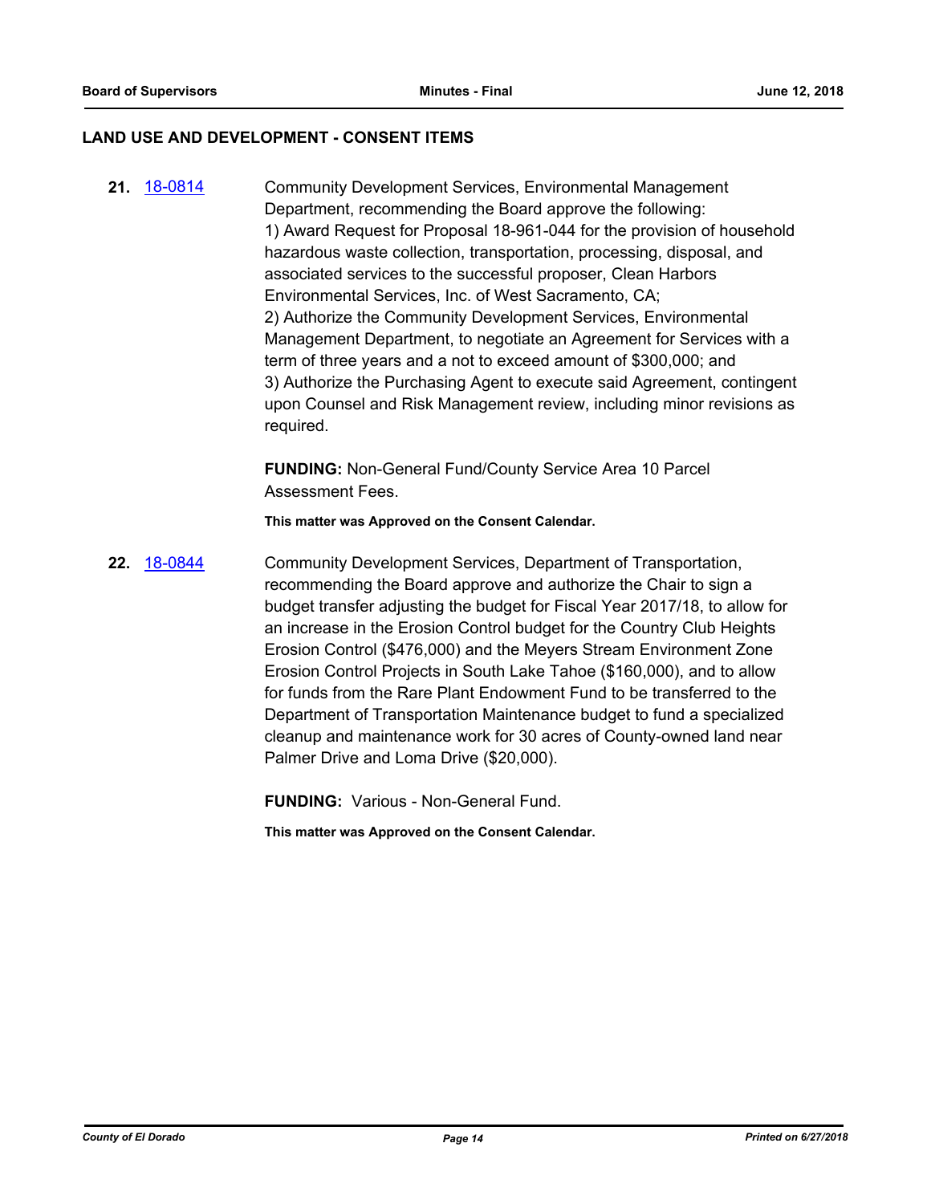## LAND USE AND DEVELOPMENT - CONSENT ITEMS

**21.** [18-0814](18-0814) Community Development Services, Environmental Management Department, recommending the Board approve the following:
1) Award Request for Proposal 18-961-044 for the provision of household hazardous waste collection, transportation, processing, disposal, and associated services to the successful proposer, Clean Harbors Environmental Services, Inc. of West Sacramento, CA;
2) Authorize the Community Development Services, Environmental Management Department, to negotiate an Agreement for Services with a term of three years and a not to exceed amount of $300,000; and
3) Authorize the Purchasing Agent to execute said Agreement, contingent upon Counsel and Risk Management review, including minor revisions as required.

**FUNDING:** Non-General Fund/County Service Area 10 Parcel Assessment Fees.

**This matter was Approved on the Consent Calendar.**

**22.** [18-0844](18-0844) Community Development Services, Department of Transportation, recommending the Board approve and authorize the Chair to sign a budget transfer adjusting the budget for Fiscal Year 2017/18, to allow for an increase in the Erosion Control budget for the Country Club Heights Erosion Control ($476,000) and the Meyers Stream Environment Zone Erosion Control Projects in South Lake Tahoe ($160,000), and to allow for funds from the Rare Plant Endowment Fund to be transferred to the Department of Transportation Maintenance budget to fund a specialized cleanup and maintenance work for 30 acres of County-owned land near Palmer Drive and Loma Drive ($20,000).

**FUNDING:** Various - Non-General Fund.

**This matter was Approved on the Consent Calendar.**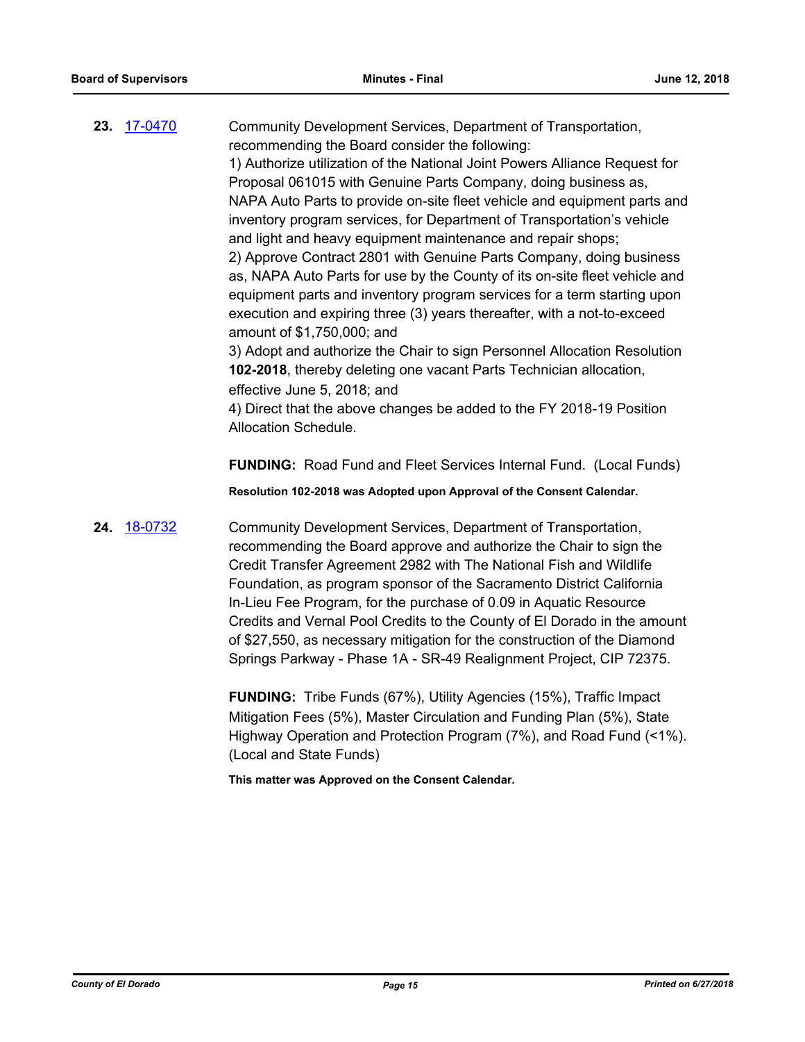**23.** [17-0470](17-0470)

Community Development Services, Department of Transportation, recommending the Board consider the following:

1) Authorize utilization of the National Joint Powers Alliance Request for Proposal 061015 with Genuine Parts Company, doing business as, NAPA Auto Parts to provide on-site fleet vehicle and equipment parts and inventory program services, for Department of Transportation's vehicle and light and heavy equipment maintenance and repair shops;

2) Approve Contract 2801 with Genuine Parts Company, doing business as, NAPA Auto Parts for use by the County of its on-site fleet vehicle and equipment parts and inventory program services for a term starting upon execution and expiring three (3) years thereafter, with a not-to-exceed amount of $1,750,000; and

3) Adopt and authorize the Chair to sign Personnel Allocation Resolution **102-2018**, thereby deleting one vacant Parts Technician allocation, effective June 5, 2018; and

4) Direct that the above changes be added to the FY 2018-19 Position Allocation Schedule.

**FUNDING:** Road Fund and Fleet Services Internal Fund. (Local Funds)

**Resolution 102-2018 was Adopted upon Approval of the Consent Calendar.**

**24.** [18-0732](18-0732)

Community Development Services, Department of Transportation, recommending the Board approve and authorize the Chair to sign the Credit Transfer Agreement 2982 with The National Fish and Wildlife Foundation, as program sponsor of the Sacramento District California In-Lieu Fee Program, for the purchase of 0.09 in Aquatic Resource Credits and Vernal Pool Credits to the County of El Dorado in the amount of $27,550, as necessary mitigation for the construction of the Diamond Springs Parkway - Phase 1A - SR-49 Realignment Project, CIP 72375.

**FUNDING:** Tribe Funds (67%), Utility Agencies (15%), Traffic Impact Mitigation Fees (5%), Master Circulation and Funding Plan (5%), State Highway Operation and Protection Program (7%), and Road Fund (<1%). (Local and State Funds)

**This matter was Approved on the Consent Calendar.**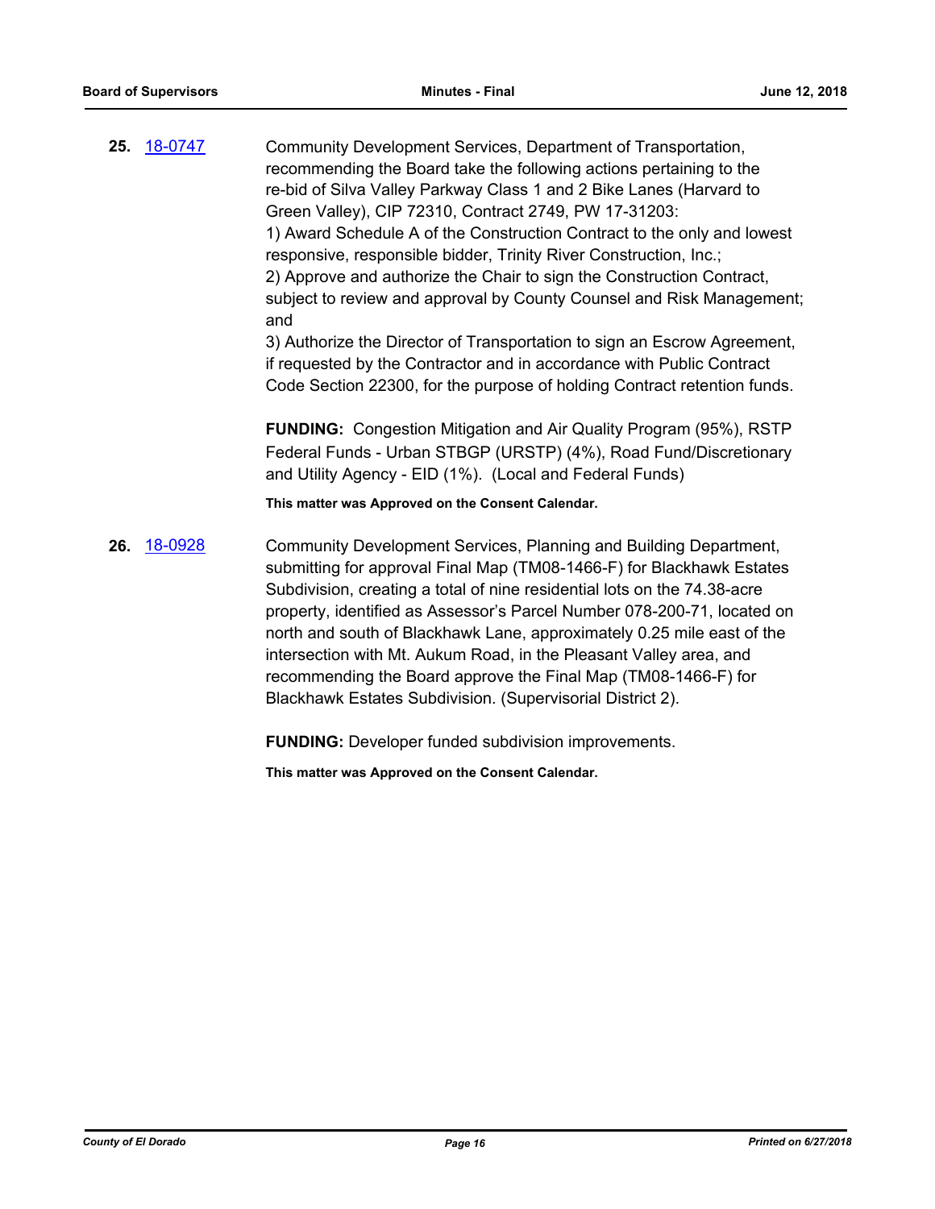**25.** 18-0747

Community Development Services, Department of Transportation, recommending the Board take the following actions pertaining to the re-bid of Silva Valley Parkway Class 1 and 2 Bike Lanes (Harvard to Green Valley), CIP 72310, Contract 2749, PW 17-31203:
1) Award Schedule A of the Construction Contract to the only and lowest responsive, responsible bidder, Trinity River Construction, Inc.;
2) Approve and authorize the Chair to sign the Construction Contract, subject to review and approval by County Counsel and Risk Management; and
3) Authorize the Director of Transportation to sign an Escrow Agreement, if requested by the Contractor and in accordance with Public Contract Code Section 22300, for the purpose of holding Contract retention funds.

**FUNDING:** Congestion Mitigation and Air Quality Program (95%), RSTP Federal Funds - Urban STBGP (URSTP) (4%), Road Fund/Discretionary and Utility Agency - EID (1%). (Local and Federal Funds)

**This matter was Approved on the Consent Calendar.**

**26.** 18-0928

Community Development Services, Planning and Building Department, submitting for approval Final Map (TM08-1466-F) for Blackhawk Estates Subdivision, creating a total of nine residential lots on the 74.38-acre property, identified as Assessor's Parcel Number 078-200-71, located on north and south of Blackhawk Lane, approximately 0.25 mile east of the intersection with Mt. Aukum Road, in the Pleasant Valley area, and recommending the Board approve the Final Map (TM08-1466-F) for Blackhawk Estates Subdivision. (Supervisorial District 2).

**FUNDING:** Developer funded subdivision improvements.

**This matter was Approved on the Consent Calendar.**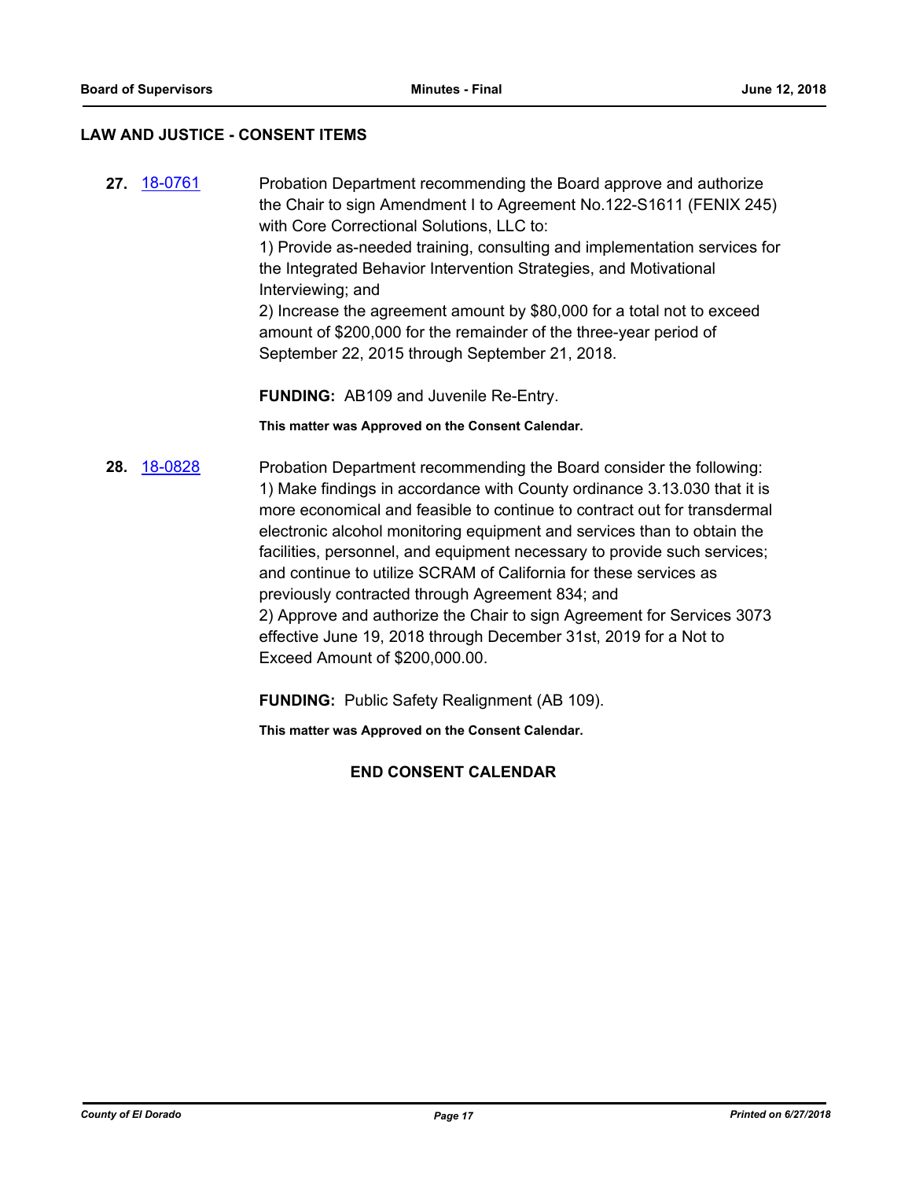## LAW AND JUSTICE - CONSENT ITEMS

**27.** 18-0761

Probation Department recommending the Board approve and authorize the Chair to sign Amendment I to Agreement No.122-S1611 (FENIX 245) with Core Correctional Solutions, LLC to:
1) Provide as-needed training, consulting and implementation services for the Integrated Behavior Intervention Strategies, and Motivational Interviewing; and
2) Increase the agreement amount by $80,000 for a total not to exceed amount of $200,000 for the remainder of the three-year period of September 22, 2015 through September 21, 2018.

**FUNDING:** AB109 and Juvenile Re-Entry.

**This matter was Approved on the Consent Calendar.**

**28.** 18-0828

Probation Department recommending the Board consider the following:
1) Make findings in accordance with County ordinance 3.13.030 that it is more economical and feasible to continue to contract out for transdermal electronic alcohol monitoring equipment and services than to obtain the facilities, personnel, and equipment necessary to provide such services; and continue to utilize SCRAM of California for these services as previously contracted through Agreement 834; and
2) Approve and authorize the Chair to sign Agreement for Services 3073 effective June 19, 2018 through December 31st, 2019 for a Not to Exceed Amount of $200,000.00.

**FUNDING:** Public Safety Realignment (AB 109).

**This matter was Approved on the Consent Calendar.**

**END CONSENT CALENDAR**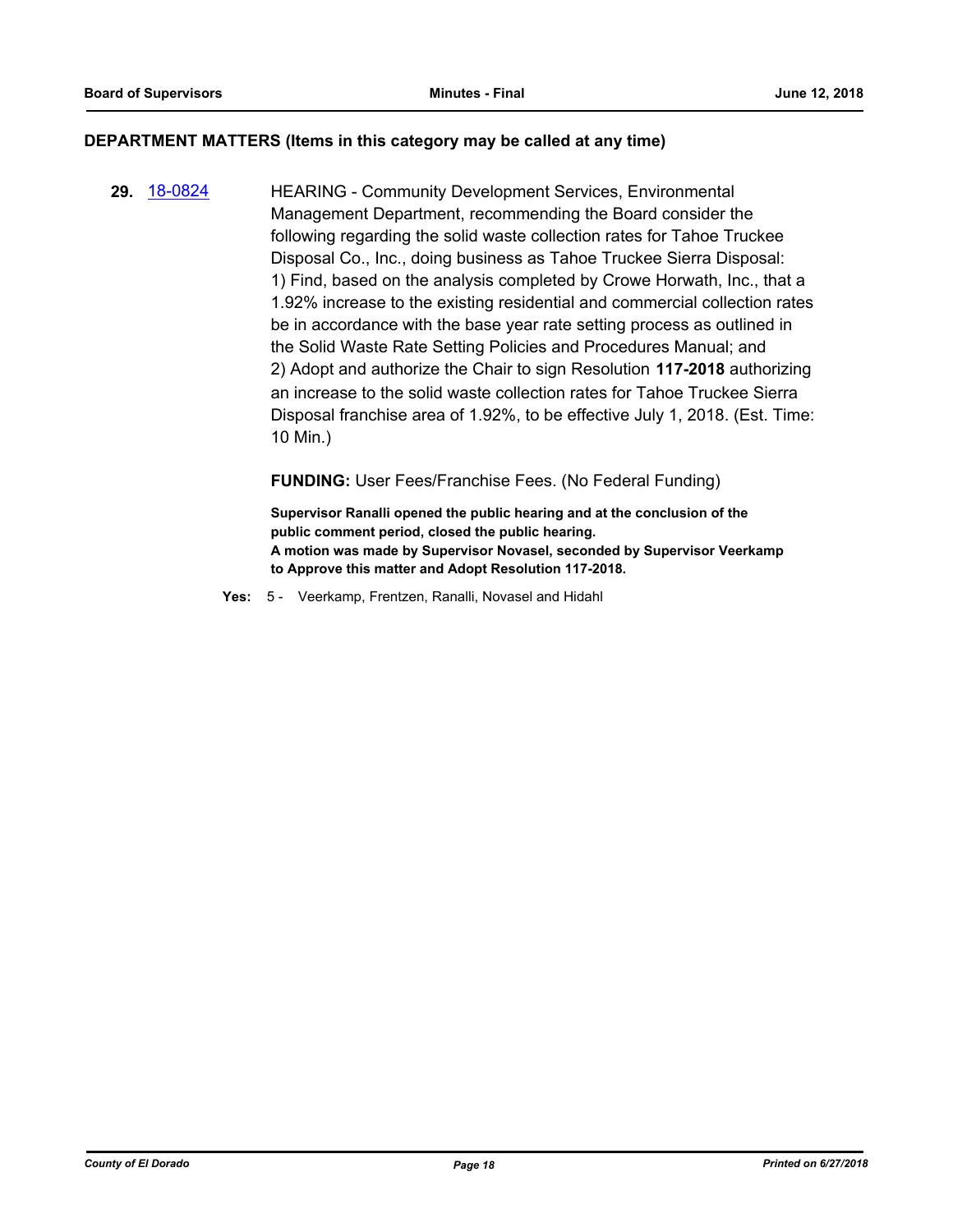## DEPARTMENT MATTERS (Items in this category may be called at any time)

**29.** 18-0824 HEARING - Community Development Services, Environmental Management Department, recommending the Board consider the following regarding the solid waste collection rates for Tahoe Truckee Disposal Co., Inc., doing business as Tahoe Truckee Sierra Disposal:
1) Find, based on the analysis completed by Crowe Horwath, Inc., that a 1.92% increase to the existing residential and commercial collection rates be in accordance with the base year rate setting process as outlined in the Solid Waste Rate Setting Policies and Procedures Manual; and
2) Adopt and authorize the Chair to sign Resolution **117-2018** authorizing an increase to the solid waste collection rates for Tahoe Truckee Sierra Disposal franchise area of 1.92%, to be effective July 1, 2018. (Est. Time: 10 Min.)

**FUNDING:** User Fees/Franchise Fees. (No Federal Funding)

**Supervisor Ranalli opened the public hearing and at the conclusion of the public comment period, closed the public hearing.**
**A motion was made by Supervisor Novasel, seconded by Supervisor Veerkamp to Approve this matter and Adopt Resolution 117-2018.**

**Yes:** 5 - Veerkamp, Frentzen, Ranalli, Novasel and Hidahl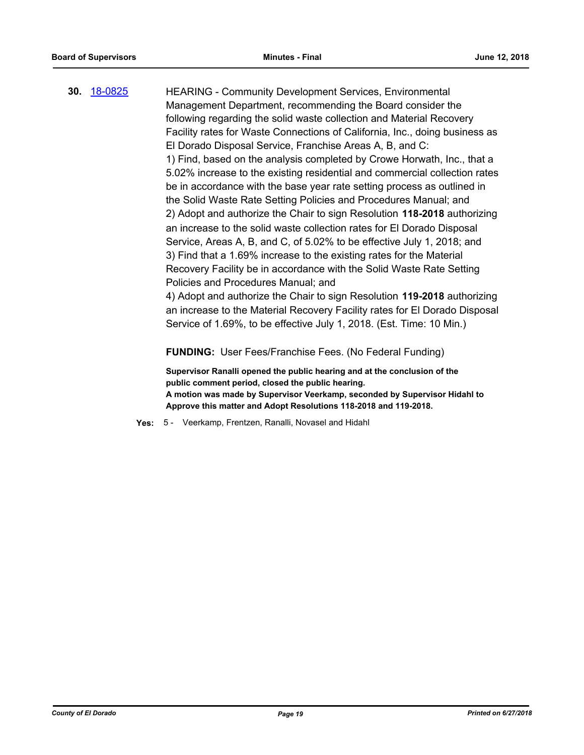**30.** 18-0825

HEARING - Community Development Services, Environmental Management Department, recommending the Board consider the following regarding the solid waste collection and Material Recovery Facility rates for Waste Connections of California, Inc., doing business as El Dorado Disposal Service, Franchise Areas A, B, and C:

1) Find, based on the analysis completed by Crowe Horwath, Inc., that a 5.02% increase to the existing residential and commercial collection rates be in accordance with the base year rate setting process as outlined in the Solid Waste Rate Setting Policies and Procedures Manual; and

2) Adopt and authorize the Chair to sign Resolution **118-2018** authorizing an increase to the solid waste collection rates for El Dorado Disposal Service, Areas A, B, and C, of 5.02% to be effective July 1, 2018; and

3) Find that a 1.69% increase to the existing rates for the Material Recovery Facility be in accordance with the Solid Waste Rate Setting Policies and Procedures Manual; and

4) Adopt and authorize the Chair to sign Resolution **119-2018** authorizing an increase to the Material Recovery Facility rates for El Dorado Disposal Service of 1.69%, to be effective July 1, 2018. (Est. Time: 10 Min.)

**FUNDING:** User Fees/Franchise Fees. (No Federal Funding)

**Supervisor Ranalli opened the public hearing and at the conclusion of the public comment period, closed the public hearing.**
**A motion was made by Supervisor Veerkamp, seconded by Supervisor Hidahl to Approve this matter and Adopt Resolutions 118-2018 and 119-2018.**

**Yes:** 5 - Veerkamp, Frentzen, Ranalli, Novasel and Hidahl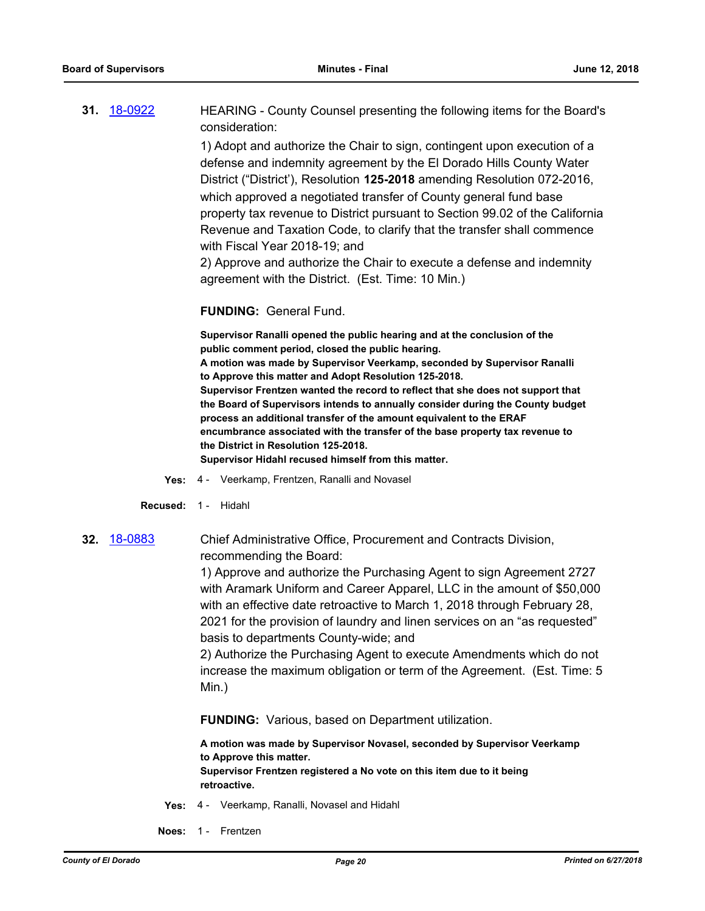**31.** 18-0922 HEARING - County Counsel presenting the following items for the Board's consideration:

1) Adopt and authorize the Chair to sign, contingent upon execution of a defense and indemnity agreement by the El Dorado Hills County Water District ("District'), Resolution **125-2018** amending Resolution 072-2016, which approved a negotiated transfer of County general fund base property tax revenue to District pursuant to Section 99.02 of the California Revenue and Taxation Code, to clarify that the transfer shall commence with Fiscal Year 2018-19; and

2) Approve and authorize the Chair to execute a defense and indemnity agreement with the District. (Est. Time: 10 Min.)

**FUNDING:** General Fund.

**Supervisor Ranalli opened the public hearing and at the conclusion of the public comment period, closed the public hearing.**
**A motion was made by Supervisor Veerkamp, seconded by Supervisor Ranalli to Approve this matter and Adopt Resolution 125-2018.**
**Supervisor Frentzen wanted the record to reflect that she does not support that the Board of Supervisors intends to annually consider during the County budget process an additional transfer of the amount equivalent to the ERAF encumbrance associated with the transfer of the base property tax revenue to the District in Resolution 125-2018.**
**Supervisor Hidahl recused himself from this matter.**

**Yes:** 4 - Veerkamp, Frentzen, Ranalli and Novasel

**Recused:** 1 - Hidahl

**32.** 18-0883 Chief Administrative Office, Procurement and Contracts Division, recommending the Board:

1) Approve and authorize the Purchasing Agent to sign Agreement 2727 with Aramark Uniform and Career Apparel, LLC in the amount of $50,000 with an effective date retroactive to March 1, 2018 through February 28, 2021 for the provision of laundry and linen services on an "as requested" basis to departments County-wide; and

2) Authorize the Purchasing Agent to execute Amendments which do not increase the maximum obligation or term of the Agreement. (Est. Time: 5 Min.)

**FUNDING:** Various, based on Department utilization.

**A motion was made by Supervisor Novasel, seconded by Supervisor Veerkamp to Approve this matter.**
**Supervisor Frentzen registered a No vote on this item due to it being retroactive.**

**Yes:** 4 - Veerkamp, Ranalli, Novasel and Hidahl

**Noes:** 1 - Frentzen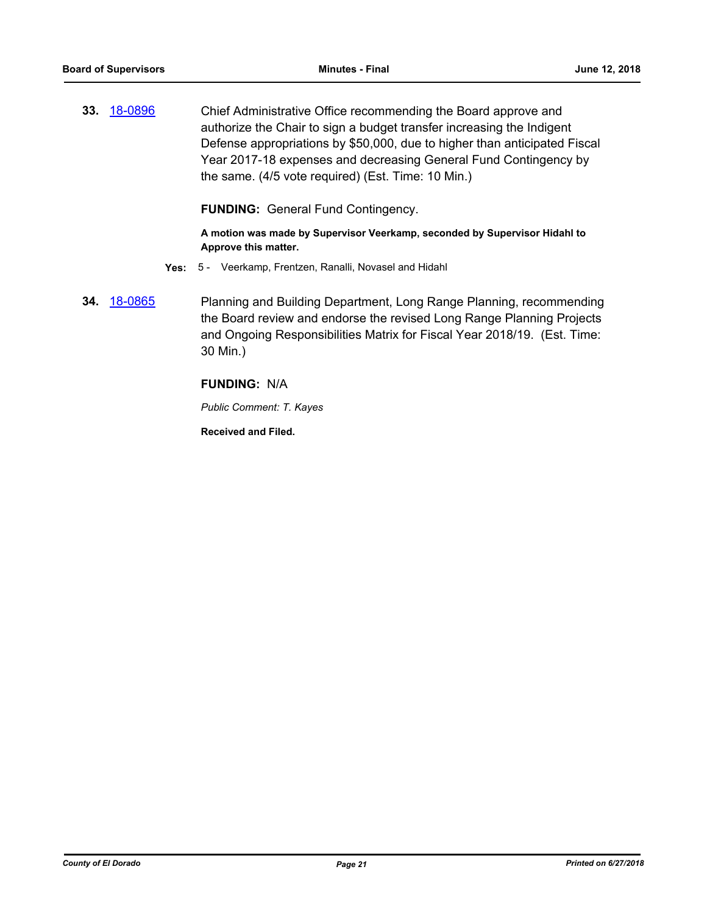**33.** 18-0896 Chief Administrative Office recommending the Board approve and authorize the Chair to sign a budget transfer increasing the Indigent Defense appropriations by $50,000, due to higher than anticipated Fiscal Year 2017-18 expenses and decreasing General Fund Contingency by the same. (4/5 vote required) (Est. Time: 10 Min.)

**FUNDING:** General Fund Contingency.

**A motion was made by Supervisor Veerkamp, seconded by Supervisor Hidahl to Approve this matter.**

**Yes:** 5 - Veerkamp, Frentzen, Ranalli, Novasel and Hidahl

**34.** 18-0865 Planning and Building Department, Long Range Planning, recommending the Board review and endorse the revised Long Range Planning Projects and Ongoing Responsibilities Matrix for Fiscal Year 2018/19. (Est. Time: 30 Min.)

**FUNDING:** N/A

*Public Comment: T. Kayes*

**Received and Filed.**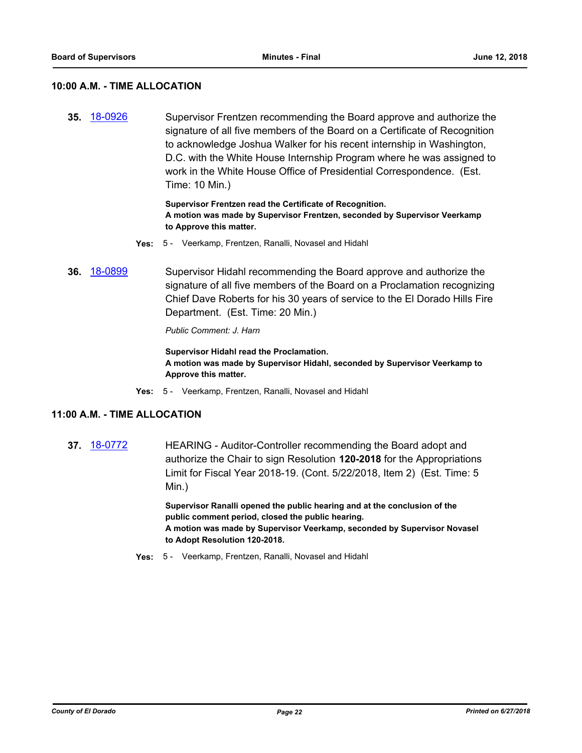## 10:00 A.M. - TIME ALLOCATION

**35.** 18-0926 Supervisor Frentzen recommending the Board approve and authorize the signature of all five members of the Board on a Certificate of Recognition to acknowledge Joshua Walker for his recent internship in Washington, D.C. with the White House Internship Program where he was assigned to work in the White House Office of Presidential Correspondence. (Est. Time: 10 Min.)

**Supervisor Frentzen read the Certificate of Recognition.**
**A motion was made by Supervisor Frentzen, seconded by Supervisor Veerkamp to Approve this matter.**

**Yes:** 5 - Veerkamp, Frentzen, Ranalli, Novasel and Hidahl

**36.** 18-0899 Supervisor Hidahl recommending the Board approve and authorize the signature of all five members of the Board on a Proclamation recognizing Chief Dave Roberts for his 30 years of service to the El Dorado Hills Fire Department. (Est. Time: 20 Min.)

*Public Comment: J. Harn*

**Supervisor Hidahl read the Proclamation.**
**A motion was made by Supervisor Hidahl, seconded by Supervisor Veerkamp to Approve this matter.**

**Yes:** 5 - Veerkamp, Frentzen, Ranalli, Novasel and Hidahl

## 11:00 A.M. - TIME ALLOCATION

**37.** 18-0772 HEARING - Auditor-Controller recommending the Board adopt and authorize the Chair to sign Resolution **120-2018** for the Appropriations Limit for Fiscal Year 2018-19. (Cont. 5/22/2018, Item 2) (Est. Time: 5 Min.)

**Supervisor Ranalli opened the public hearing and at the conclusion of the public comment period, closed the public hearing.**
**A motion was made by Supervisor Veerkamp, seconded by Supervisor Novasel to Adopt Resolution 120-2018.**

**Yes:** 5 - Veerkamp, Frentzen, Ranalli, Novasel and Hidahl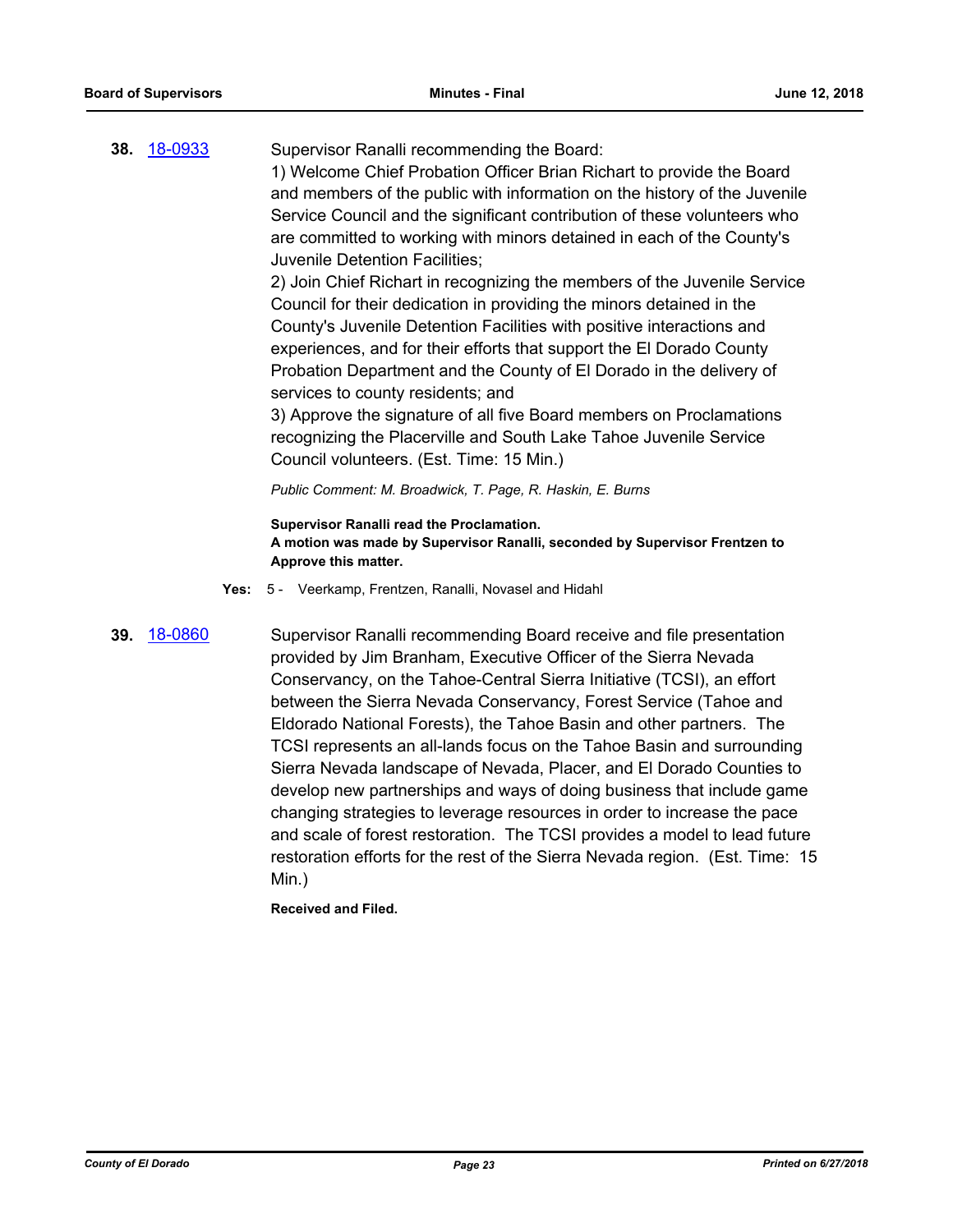**38.** 18-0933 Supervisor Ranalli recommending the Board:

1) Welcome Chief Probation Officer Brian Richart to provide the Board and members of the public with information on the history of the Juvenile Service Council and the significant contribution of these volunteers who are committed to working with minors detained in each of the County's Juvenile Detention Facilities;

2) Join Chief Richart in recognizing the members of the Juvenile Service Council for their dedication in providing the minors detained in the County's Juvenile Detention Facilities with positive interactions and experiences, and for their efforts that support the El Dorado County Probation Department and the County of El Dorado in the delivery of services to county residents; and

3) Approve the signature of all five Board members on Proclamations recognizing the Placerville and South Lake Tahoe Juvenile Service Council volunteers. (Est. Time: 15 Min.)

*Public Comment: M. Broadwick, T. Page, R. Haskin, E. Burns*

**Supervisor Ranalli read the Proclamation.**
**A motion was made by Supervisor Ranalli, seconded by Supervisor Frentzen to Approve this matter.**

**Yes:** 5 - Veerkamp, Frentzen, Ranalli, Novasel and Hidahl

**39.** 18-0860 Supervisor Ranalli recommending Board receive and file presentation provided by Jim Branham, Executive Officer of the Sierra Nevada Conservancy, on the Tahoe-Central Sierra Initiative (TCSI), an effort between the Sierra Nevada Conservancy, Forest Service (Tahoe and Eldorado National Forests), the Tahoe Basin and other partners. The TCSI represents an all-lands focus on the Tahoe Basin and surrounding Sierra Nevada landscape of Nevada, Placer, and El Dorado Counties to develop new partnerships and ways of doing business that include game changing strategies to leverage resources in order to increase the pace and scale of forest restoration. The TCSI provides a model to lead future restoration efforts for the rest of the Sierra Nevada region. (Est. Time: 15 Min.)

**Received and Filed.**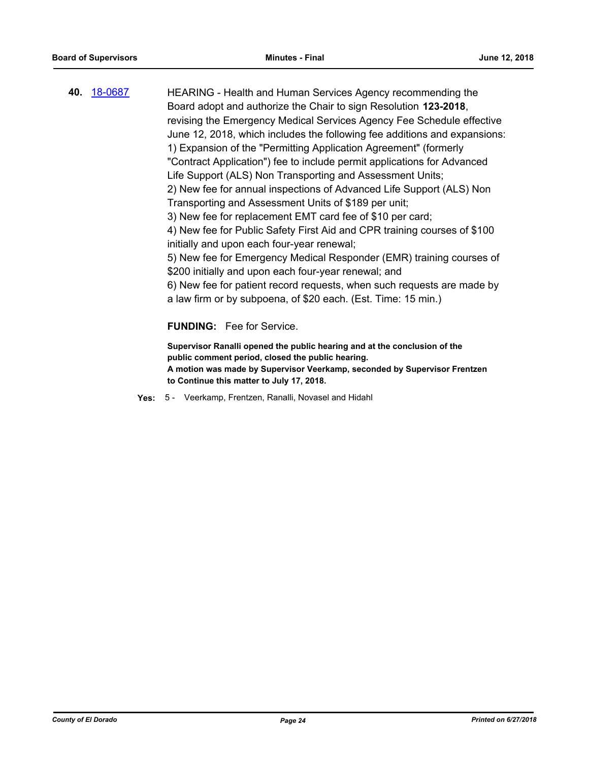**40.** 18-0687 HEARING - Health and Human Services Agency recommending the Board adopt and authorize the Chair to sign Resolution **123-2018**, revising the Emergency Medical Services Agency Fee Schedule effective June 12, 2018, which includes the following fee additions and expansions:
1) Expansion of the "Permitting Application Agreement" (formerly "Contract Application") fee to include permit applications for Advanced Life Support (ALS) Non Transporting and Assessment Units;
2) New fee for annual inspections of Advanced Life Support (ALS) Non Transporting and Assessment Units of $189 per unit;
3) New fee for replacement EMT card fee of $10 per card;
4) New fee for Public Safety First Aid and CPR training courses of $100 initially and upon each four-year renewal;
5) New fee for Emergency Medical Responder (EMR) training courses of $200 initially and upon each four-year renewal; and
6) New fee for patient record requests, when such requests are made by a law firm or by subpoena, of $20 each. (Est. Time: 15 min.)

**FUNDING:** Fee for Service.

**Supervisor Ranalli opened the public hearing and at the conclusion of the public comment period, closed the public hearing.**
**A motion was made by Supervisor Veerkamp, seconded by Supervisor Frentzen to Continue this matter to July 17, 2018.**

**Yes:** 5 - Veerkamp, Frentzen, Ranalli, Novasel and Hidahl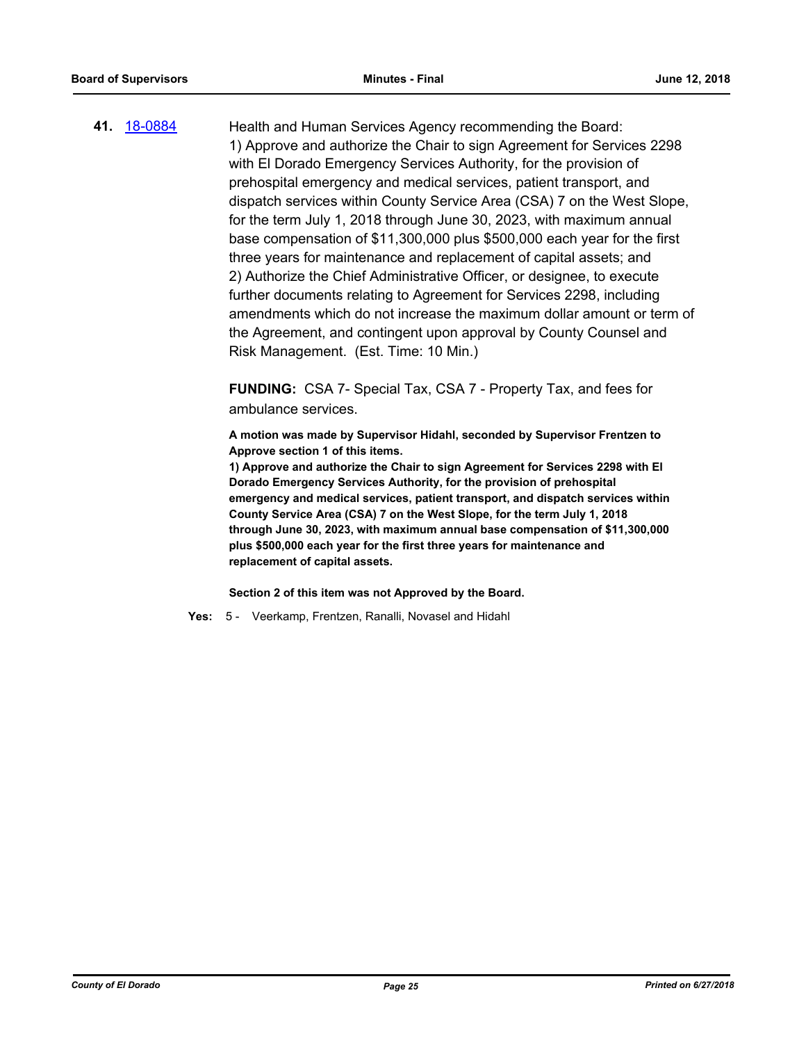**41.** [18-0884](18-0884)

Health and Human Services Agency recommending the Board:
1) Approve and authorize the Chair to sign Agreement for Services 2298 with El Dorado Emergency Services Authority, for the provision of prehospital emergency and medical services, patient transport, and dispatch services within County Service Area (CSA) 7 on the West Slope, for the term July 1, 2018 through June 30, 2023, with maximum annual base compensation of $11,300,000 plus $500,000 each year for the first three years for maintenance and replacement of capital assets; and
2) Authorize the Chief Administrative Officer, or designee, to execute further documents relating to Agreement for Services 2298, including amendments which do not increase the maximum dollar amount or term of the Agreement, and contingent upon approval by County Counsel and Risk Management. (Est. Time: 10 Min.)

**FUNDING:** CSA 7- Special Tax, CSA 7 - Property Tax, and fees for ambulance services.

**A motion was made by Supervisor Hidahl, seconded by Supervisor Frentzen to Approve section 1 of this items.**
**1) Approve and authorize the Chair to sign Agreement for Services 2298 with El Dorado Emergency Services Authority, for the provision of prehospital emergency and medical services, patient transport, and dispatch services within County Service Area (CSA) 7 on the West Slope, for the term July 1, 2018 through June 30, 2023, with maximum annual base compensation of $11,300,000 plus $500,000 each year for the first three years for maintenance and replacement of capital assets.**

**Section 2 of this item was not Approved by the Board.**

**Yes:** 5 - Veerkamp, Frentzen, Ranalli, Novasel and Hidahl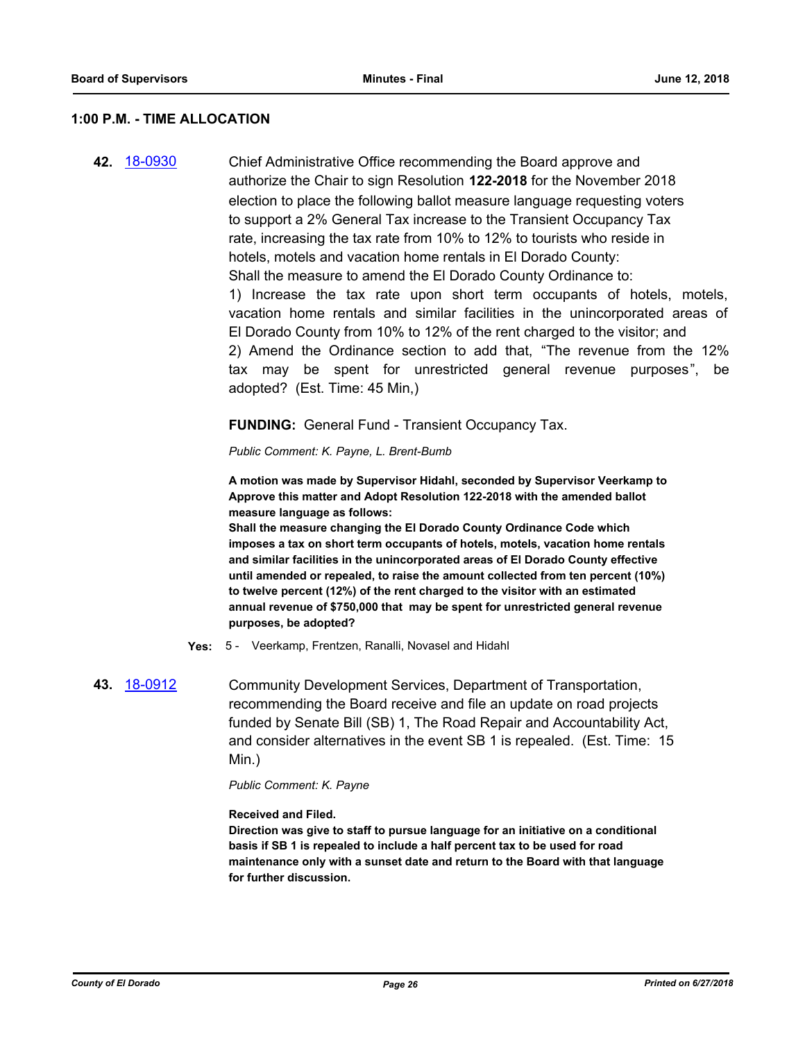## 1:00 P.M. - TIME ALLOCATION

**42.** 18-0930 Chief Administrative Office recommending the Board approve and authorize the Chair to sign Resolution **122-2018** for the November 2018 election to place the following ballot measure language requesting voters to support a 2% General Tax increase to the Transient Occupancy Tax rate, increasing the tax rate from 10% to 12% to tourists who reside in hotels, motels and vacation home rentals in El Dorado County:
Shall the measure to amend the El Dorado County Ordinance to:
1) Increase the tax rate upon short term occupants of hotels, motels, vacation home rentals and similar facilities in the unincorporated areas of El Dorado County from 10% to 12% of the rent charged to the visitor; and
2) Amend the Ordinance section to add that, "The revenue from the 12% tax may be spent for unrestricted general revenue purposes", be adopted? (Est. Time: 45 Min,)

**FUNDING:** General Fund - Transient Occupancy Tax.

*Public Comment: K. Payne, L. Brent-Bumb*

**A motion was made by Supervisor Hidahl, seconded by Supervisor Veerkamp to Approve this matter and Adopt Resolution 122-2018 with the amended ballot measure language as follows:**
**Shall the measure changing the El Dorado County Ordinance Code which imposes a tax on short term occupants of hotels, motels, vacation home rentals and similar facilities in the unincorporated areas of El Dorado County effective until amended or repealed, to raise the amount collected from ten percent (10%) to twelve percent (12%) of the rent charged to the visitor with an estimated annual revenue of $750,000 that may be spent for unrestricted general revenue purposes, be adopted?**

**Yes:** 5 - Veerkamp, Frentzen, Ranalli, Novasel and Hidahl

**43.** 18-0912 Community Development Services, Department of Transportation, recommending the Board receive and file an update on road projects funded by Senate Bill (SB) 1, The Road Repair and Accountability Act, and consider alternatives in the event SB 1 is repealed. (Est. Time: 15 Min.)

*Public Comment: K. Payne*

**Received and Filed.**
**Direction was give to staff to pursue language for an initiative on a conditional basis if SB 1 is repealed to include a half percent tax to be used for road maintenance only with a sunset date and return to the Board with that language for further discussion.**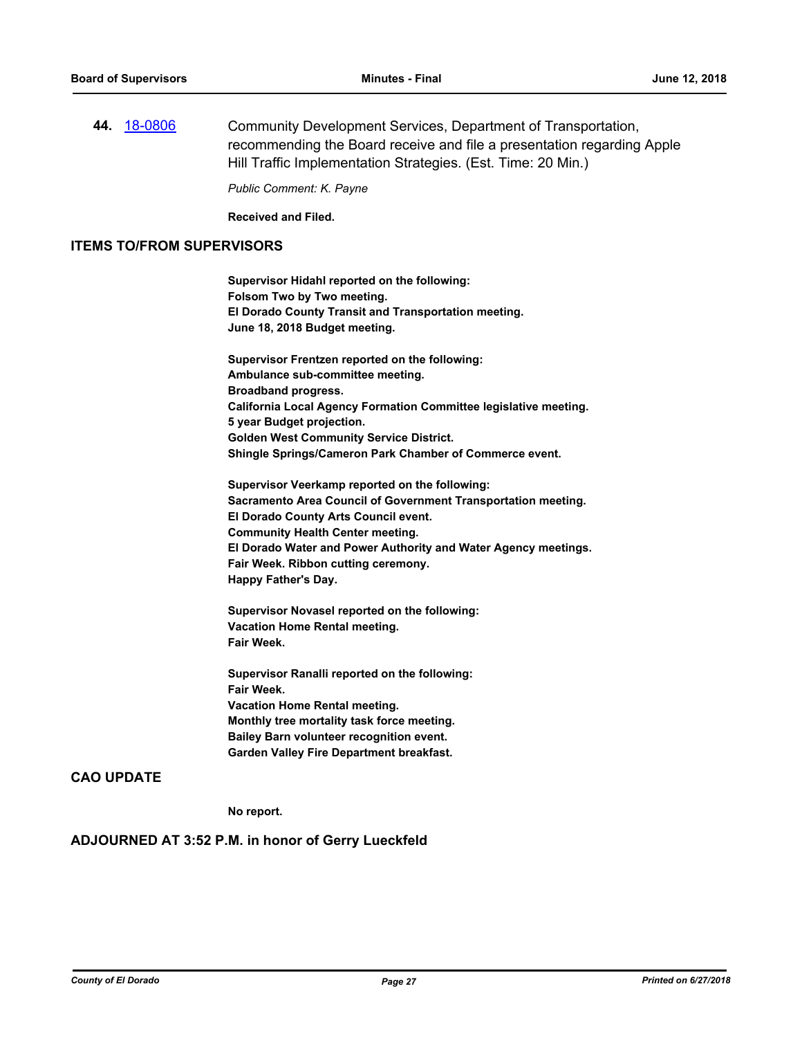**44.** [18-0806](18-0806) Community Development Services, Department of Transportation, recommending the Board receive and file a presentation regarding Apple Hill Traffic Implementation Strategies. (Est. Time: 20 Min.)

*Public Comment: K. Payne*

**Received and Filed.**

## ITEMS TO/FROM SUPERVISORS

**Supervisor Hidahl reported on the following:**
**Folsom Two by Two meeting.**
**El Dorado County Transit and Transportation meeting.**
**June 18, 2018 Budget meeting.**

**Supervisor Frentzen reported on the following:**
**Ambulance sub-committee meeting.**
**Broadband progress.**
**California Local Agency Formation Committee legislative meeting.**
**5 year Budget projection.**
**Golden West Community Service District.**
**Shingle Springs/Cameron Park Chamber of Commerce event.**

**Supervisor Veerkamp reported on the following:**
**Sacramento Area Council of Government Transportation meeting.**
**El Dorado County Arts Council event.**
**Community Health Center meeting.**
**El Dorado Water and Power Authority and Water Agency meetings.**
**Fair Week. Ribbon cutting ceremony.**
**Happy Father's Day.**

**Supervisor Novasel reported on the following:**
**Vacation Home Rental meeting.**
**Fair Week.**

**Supervisor Ranalli reported on the following:**
**Fair Week.**
**Vacation Home Rental meeting.**
**Monthly tree mortality task force meeting.**
**Bailey Barn volunteer recognition event.**
**Garden Valley Fire Department breakfast.**

## CAO UPDATE

**No report.**

## ADJOURNED AT 3:52 P.M. in honor of Gerry Lueckfeld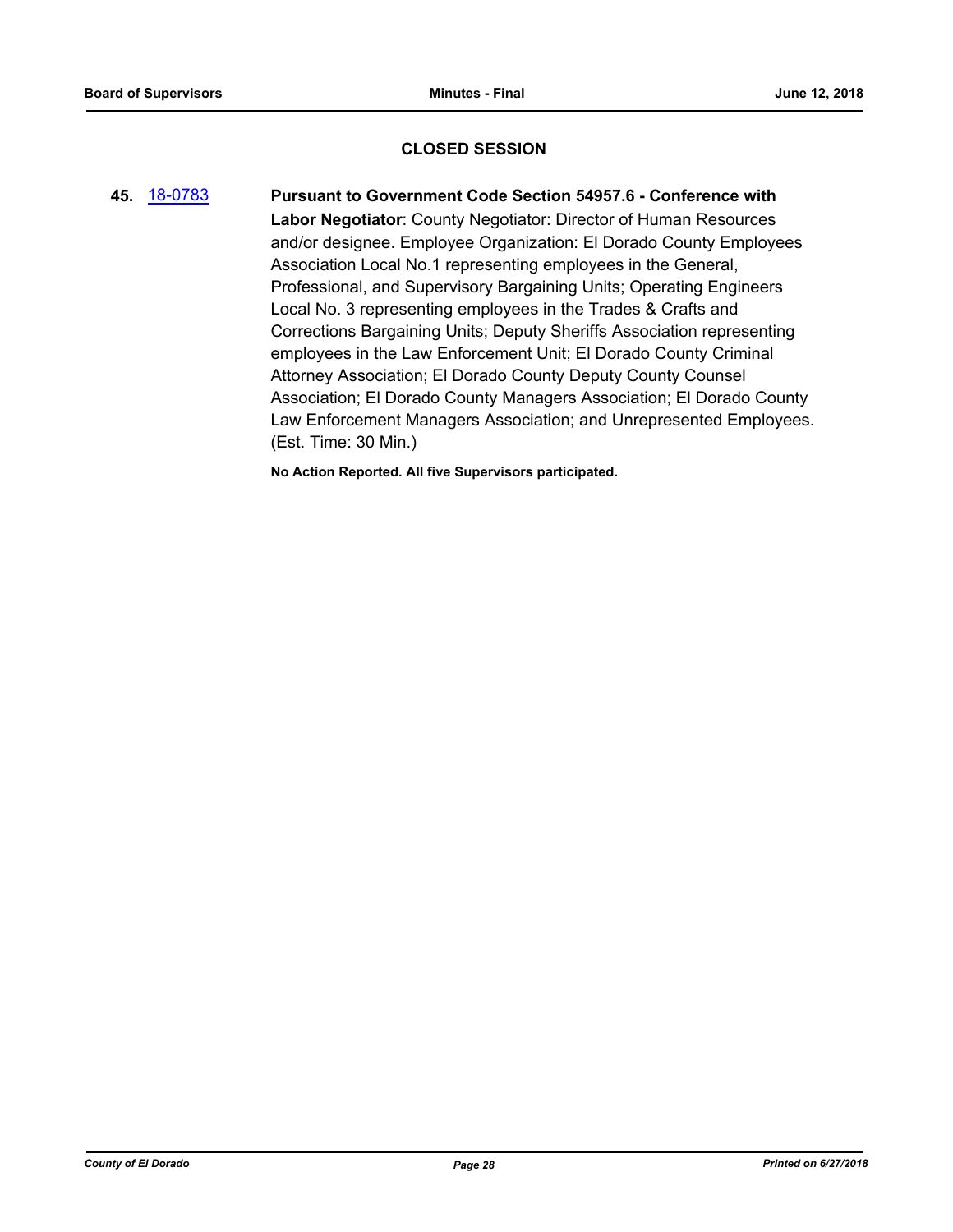## CLOSED SESSION

**45.** 18-0783 **Pursuant to Government Code Section 54957.6 - Conference with Labor Negotiator**: County Negotiator: Director of Human Resources and/or designee. Employee Organization: El Dorado County Employees Association Local No.1 representing employees in the General, Professional, and Supervisory Bargaining Units; Operating Engineers Local No. 3 representing employees in the Trades & Crafts and Corrections Bargaining Units; Deputy Sheriffs Association representing employees in the Law Enforcement Unit; El Dorado County Criminal Attorney Association; El Dorado County Deputy County Counsel Association; El Dorado County Managers Association; El Dorado County Law Enforcement Managers Association; and Unrepresented Employees. (Est. Time: 30 Min.)

**No Action Reported. All five Supervisors participated.**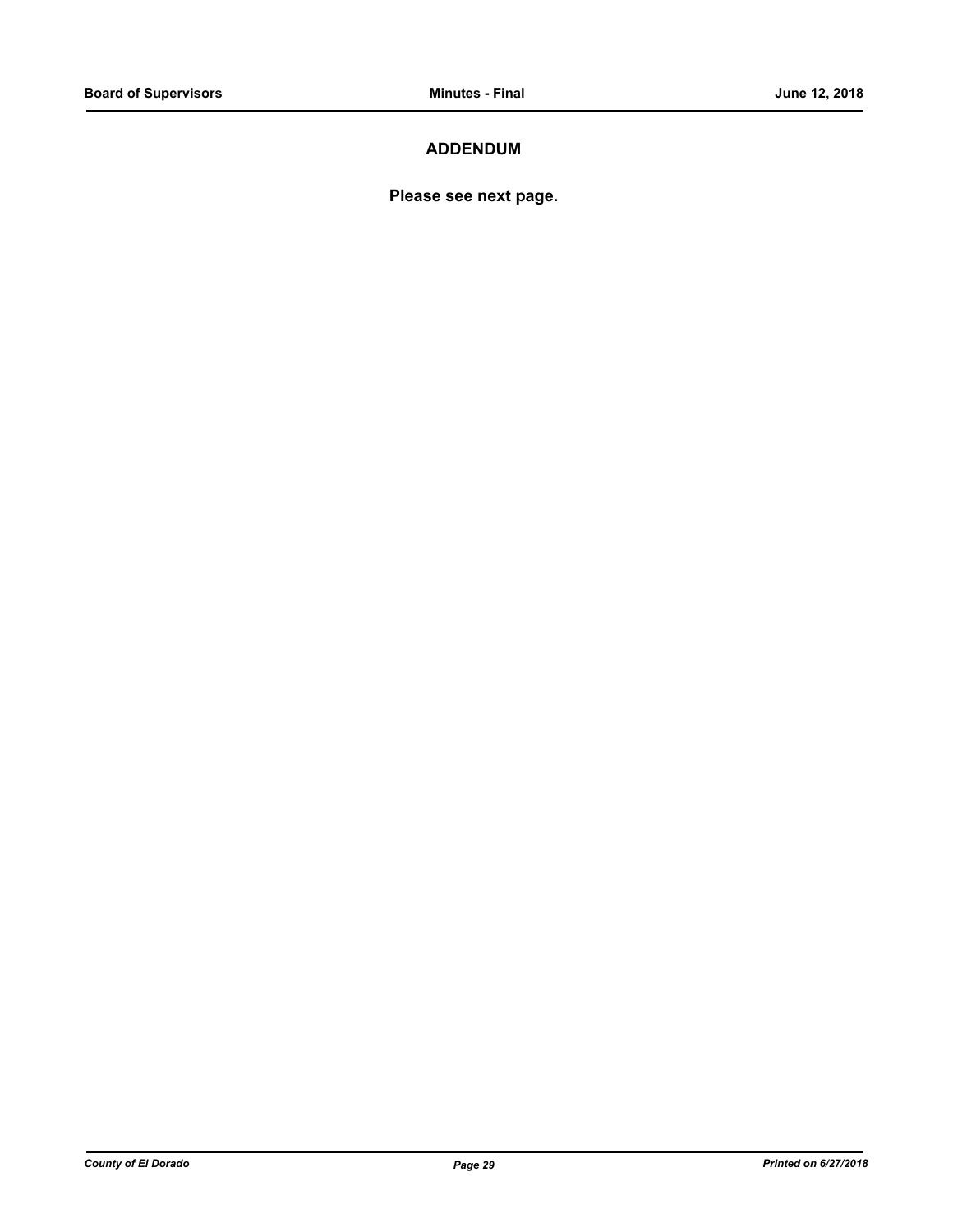## ADDENDUM

**Please see next page.**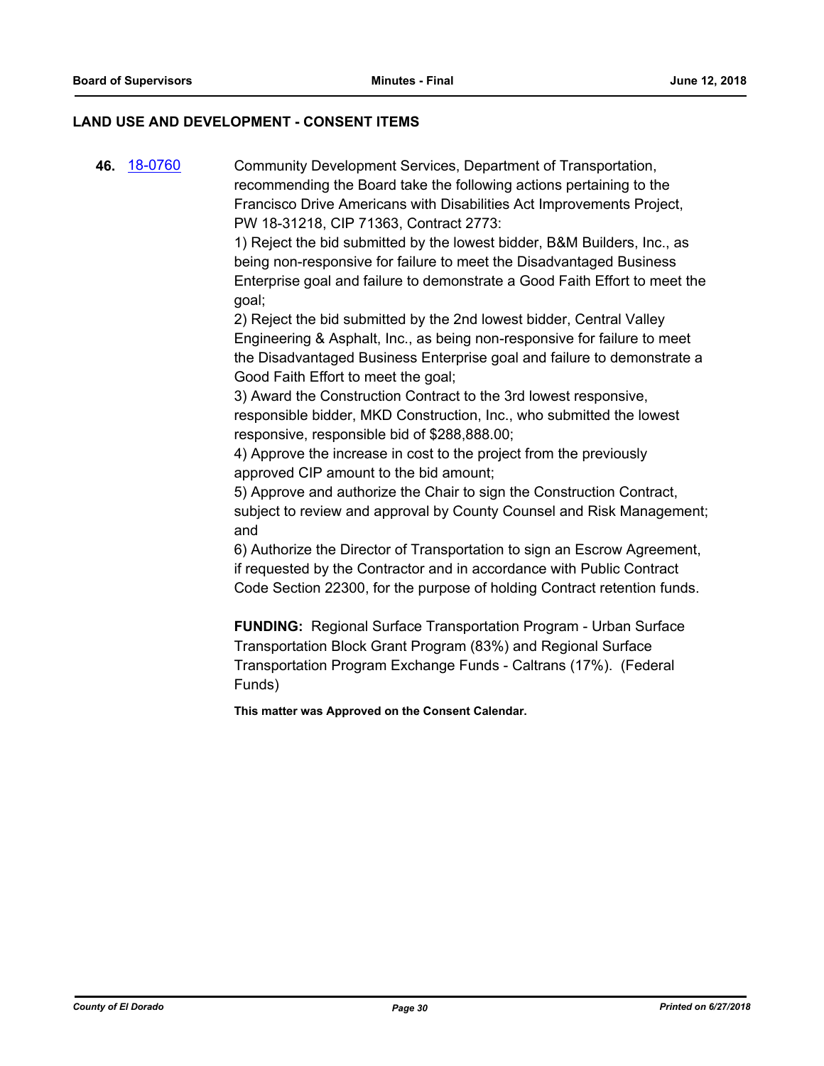## LAND USE AND DEVELOPMENT - CONSENT ITEMS

**46.** 18-0760

Community Development Services, Department of Transportation, recommending the Board take the following actions pertaining to the Francisco Drive Americans with Disabilities Act Improvements Project, PW 18-31218, CIP 71363, Contract 2773:

1) Reject the bid submitted by the lowest bidder, B&M Builders, Inc., as being non-responsive for failure to meet the Disadvantaged Business Enterprise goal and failure to demonstrate a Good Faith Effort to meet the goal;

2) Reject the bid submitted by the 2nd lowest bidder, Central Valley Engineering & Asphalt, Inc., as being non-responsive for failure to meet the Disadvantaged Business Enterprise goal and failure to demonstrate a Good Faith Effort to meet the goal;

3) Award the Construction Contract to the 3rd lowest responsive, responsible bidder, MKD Construction, Inc., who submitted the lowest responsive, responsible bid of $288,888.00;

4) Approve the increase in cost to the project from the previously approved CIP amount to the bid amount;

5) Approve and authorize the Chair to sign the Construction Contract, subject to review and approval by County Counsel and Risk Management; and

6) Authorize the Director of Transportation to sign an Escrow Agreement, if requested by the Contractor and in accordance with Public Contract Code Section 22300, for the purpose of holding Contract retention funds.

**FUNDING:** Regional Surface Transportation Program - Urban Surface Transportation Block Grant Program (83%) and Regional Surface Transportation Program Exchange Funds - Caltrans (17%). (Federal Funds)

**This matter was Approved on the Consent Calendar.**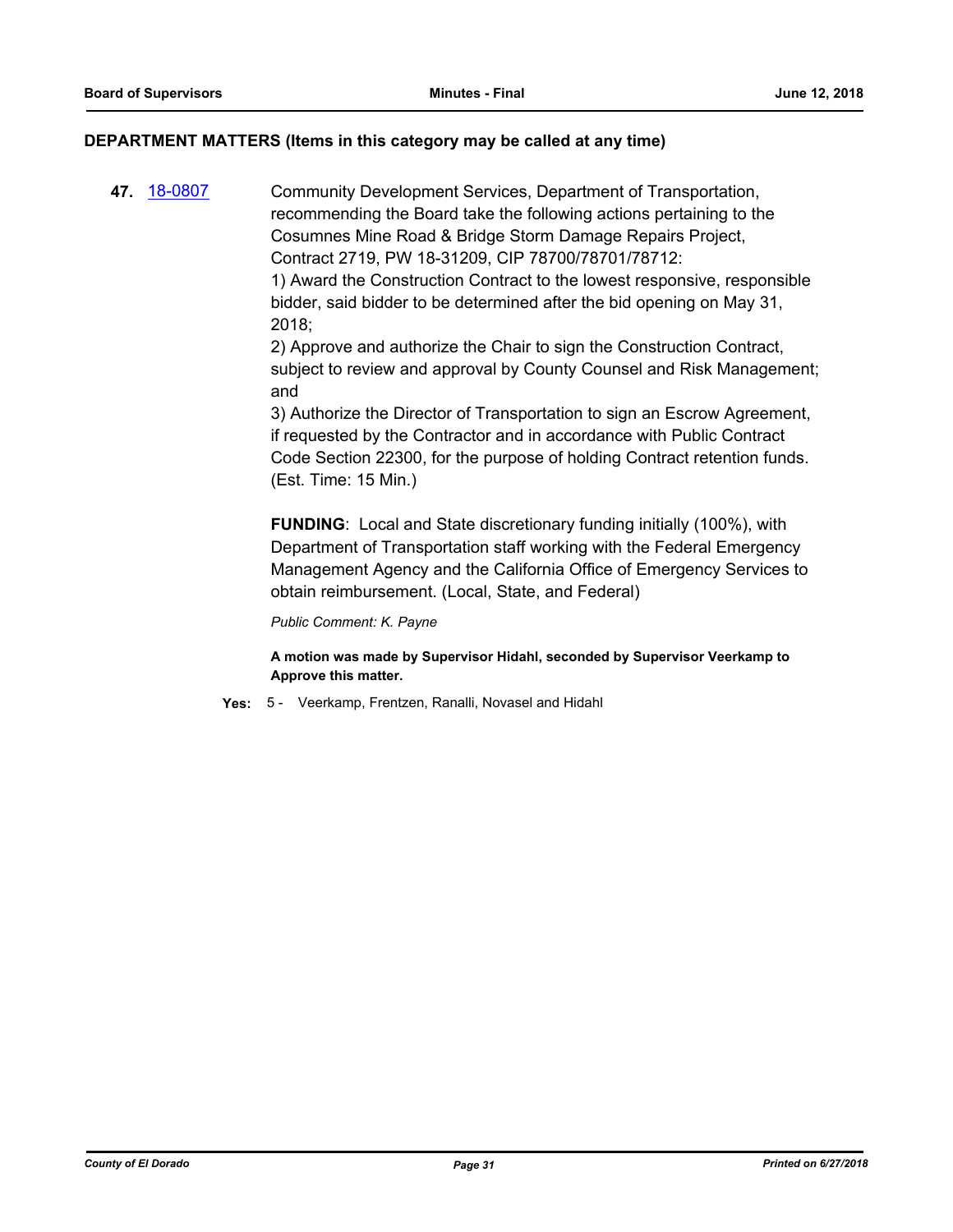## DEPARTMENT MATTERS (Items in this category may be called at any time)

**47.** 18-0807

Community Development Services, Department of Transportation, recommending the Board take the following actions pertaining to the Cosumnes Mine Road & Bridge Storm Damage Repairs Project, Contract 2719, PW 18-31209, CIP 78700/78701/78712:

1) Award the Construction Contract to the lowest responsive, responsible bidder, said bidder to be determined after the bid opening on May 31, 2018;

2) Approve and authorize the Chair to sign the Construction Contract, subject to review and approval by County Counsel and Risk Management; and

3) Authorize the Director of Transportation to sign an Escrow Agreement, if requested by the Contractor and in accordance with Public Contract Code Section 22300, for the purpose of holding Contract retention funds. (Est. Time: 15 Min.)

**FUNDING**: Local and State discretionary funding initially (100%), with Department of Transportation staff working with the Federal Emergency Management Agency and the California Office of Emergency Services to obtain reimbursement. (Local, State, and Federal)

*Public Comment: K. Payne*

**A motion was made by Supervisor Hidahl, seconded by Supervisor Veerkamp to Approve this matter.**

**Yes:** 5 - Veerkamp, Frentzen, Ranalli, Novasel and Hidahl